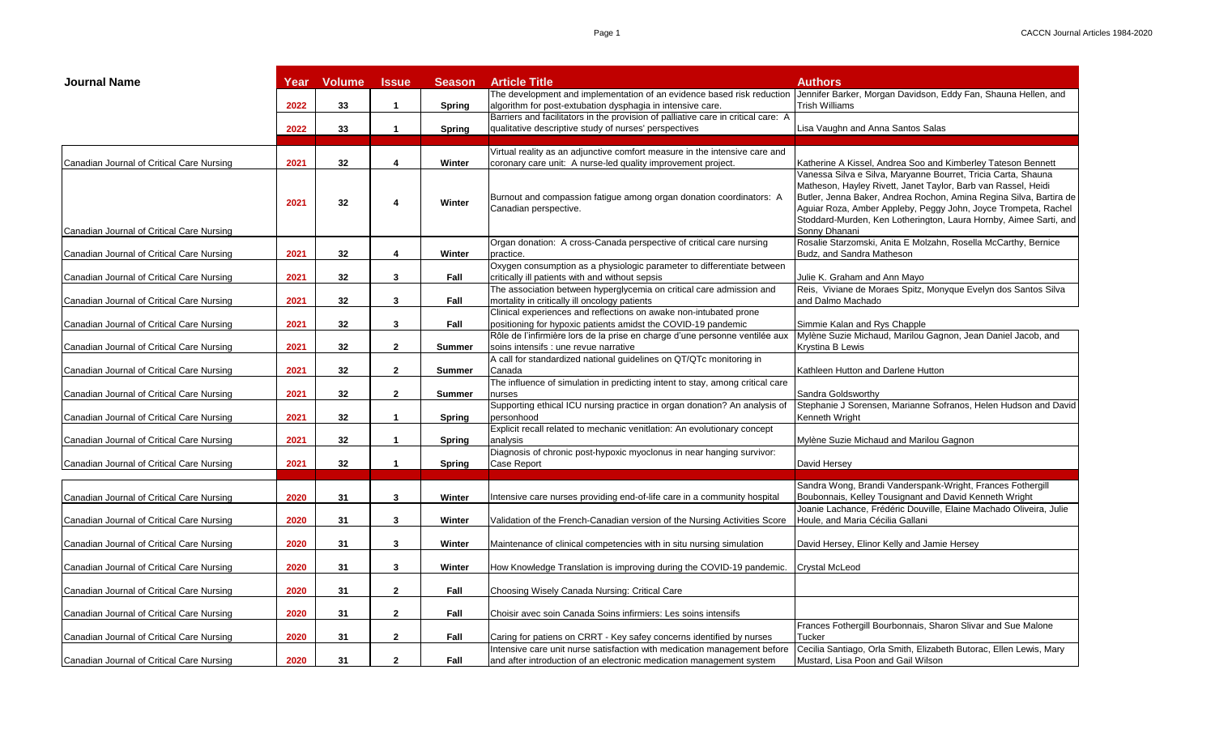| Journal Name | Year | Volume | Issue | Season | Article Title | Authors |
|---|---|---|---|---|---|---|
| | 2022 | 33 | 1 | Spring | The development and implementation of an evidence based risk reduction algorithm for post-extubation dysphagia in intensive care. | Jennifer Barker, Morgan Davidson, Eddy Fan, Shauna Hellen, and Trish Williams |
| | 2022 | 33 | 1 | Spring | Barriers and facilitators in the provision of palliative care in critical care: A qualitative descriptive study of nurses' perspectives | Lisa Vaughn and Anna Santos Salas |
| | | | | | | |
| Canadian Journal of Critical Care Nursing | 2021 | 32 | 4 | Winter | Virtual reality as an adjunctive comfort measure in the intensive care and coronary care unit: A nurse-led quality improvement project. | Katherine A Kissel, Andrea Soo and Kimberley Tateson Bennett |
| Canadian Journal of Critical Care Nursing | 2021 | 32 | 4 | Winter | Burnout and compassion fatigue among organ donation coordinators: A Canadian perspective. | Vanessa Silva e Silva, Maryanne Bourret, Tricia Carta, Shauna Matheson, Hayley Rivett, Janet Taylor, Barb van Rassel, Heidi Butler, Jenna Baker, Andrea Rochon, Amina Regina Silva, Bartira de Aguiar Roza, Amber Appleby, Peggy John, Joyce Trompeta, Rachel Stoddard-Murden, Ken Lotherington, Laura Hornby, Aimee Sarti, and Sonny Dhanani |
| Canadian Journal of Critical Care Nursing | 2021 | 32 | 4 | Winter | Organ donation: A cross-Canada perspective of critical care nursing practice. | Rosalie Starzomski, Anita E Molzahn, Rosella McCarthy, Bernice Budz, and Sandra Matheson |
| Canadian Journal of Critical Care Nursing | 2021 | 32 | 3 | Fall | Oxygen consumption as a physiologic parameter to differentiate between critically ill patients with and without sepsis | Julie K. Graham and Ann Mayo |
| Canadian Journal of Critical Care Nursing | 2021 | 32 | 3 | Fall | The association between hyperglycemia on critical care admission and mortality in critically ill oncology patients | Reis, Viviane de Moraes Spitz, Monyque Evelyn dos Santos Silva and Dalmo Machado |
| Canadian Journal of Critical Care Nursing | 2021 | 32 | 3 | Fall | Clinical experiences and reflections on awake non-intubated prone positioning for hypoxic patients amidst the COVID-19 pandemic | Simmie Kalan and Rys Chapple |
| Canadian Journal of Critical Care Nursing | 2021 | 32 | 2 | Summer | Rôle de l'infirmière lors de la prise en charge d'une personne ventilée aux soins intensifs : une revue narrative | Mylène Suzie Michaud, Marilou Gagnon, Jean Daniel Jacob, and Krystina B Lewis |
| Canadian Journal of Critical Care Nursing | 2021 | 32 | 2 | Summer | A call for standardized national guidelines on QT/QTc monitoring in Canada | Kathleen Hutton and Darlene Hutton |
| Canadian Journal of Critical Care Nursing | 2021 | 32 | 2 | Summer | The influence of simulation in predicting intent to stay, among critical care nurses | Sandra Goldsworthy |
| Canadian Journal of Critical Care Nursing | 2021 | 32 | 1 | Spring | Supporting ethical ICU nursing practice in organ donation? An analysis of personhood | Stephanie J Sorensen, Marianne Sofranos, Helen Hudson and David Kenneth Wright |
| Canadian Journal of Critical Care Nursing | 2021 | 32 | 1 | Spring | Explicit recall related to mechanic venitlation: An evolutionary concept analysis | Mylène Suzie Michaud and Marilou Gagnon |
| Canadian Journal of Critical Care Nursing | 2021 | 32 | 1 | Spring | Diagnosis of chronic post-hypoxic myoclonus in near hanging survivor: Case Report | David Hersey |
| | | | | | | |
| Canadian Journal of Critical Care Nursing | 2020 | 31 | 3 | Winter | Intensive care nurses providing end-of-life care in a community hospital | Sandra Wong, Brandi Vanderspank-Wright, Frances Fothergill Boubonnais, Kelley Tousignant and David Kenneth Wright |
| Canadian Journal of Critical Care Nursing | 2020 | 31 | 3 | Winter | Validation of the French-Canadian version of the Nursing Activities Score | Joanie Lachance, Frédéric Douville, Elaine Machado Oliveira, Julie Houle, and Maria Cécilia Gallani |
| Canadian Journal of Critical Care Nursing | 2020 | 31 | 3 | Winter | Maintenance of clinical competencies with in situ nursing simulation | David Hersey, Elinor Kelly and Jamie Hersey |
| Canadian Journal of Critical Care Nursing | 2020 | 31 | 3 | Winter | How Knowledge Translation is improving during the COVID-19 pandemic. | Crystal McLeod |
| Canadian Journal of Critical Care Nursing | 2020 | 31 | 2 | Fall | Choosing Wisely Canada Nursing: Critical Care | |
| Canadian Journal of Critical Care Nursing | 2020 | 31 | 2 | Fall | Choisir avec soin Canada Soins infirmiers: Les soins intensifs | |
| Canadian Journal of Critical Care Nursing | 2020 | 31 | 2 | Fall | Caring for patiens on CRRT - Key safey concerns identified by nurses | Frances Fothergill Bourbonnais, Sharon Slivar and Sue Malone Tucker |
| Canadian Journal of Critical Care Nursing | 2020 | 31 | 2 | Fall | Intensive care unit nurse satisfaction with medication management before and after introduction of an electronic medication management system | Cecilia Santiago, Orla Smith, Elizabeth Butorac, Ellen Lewis, Mary Mustard, Lisa Poon and Gail Wilson |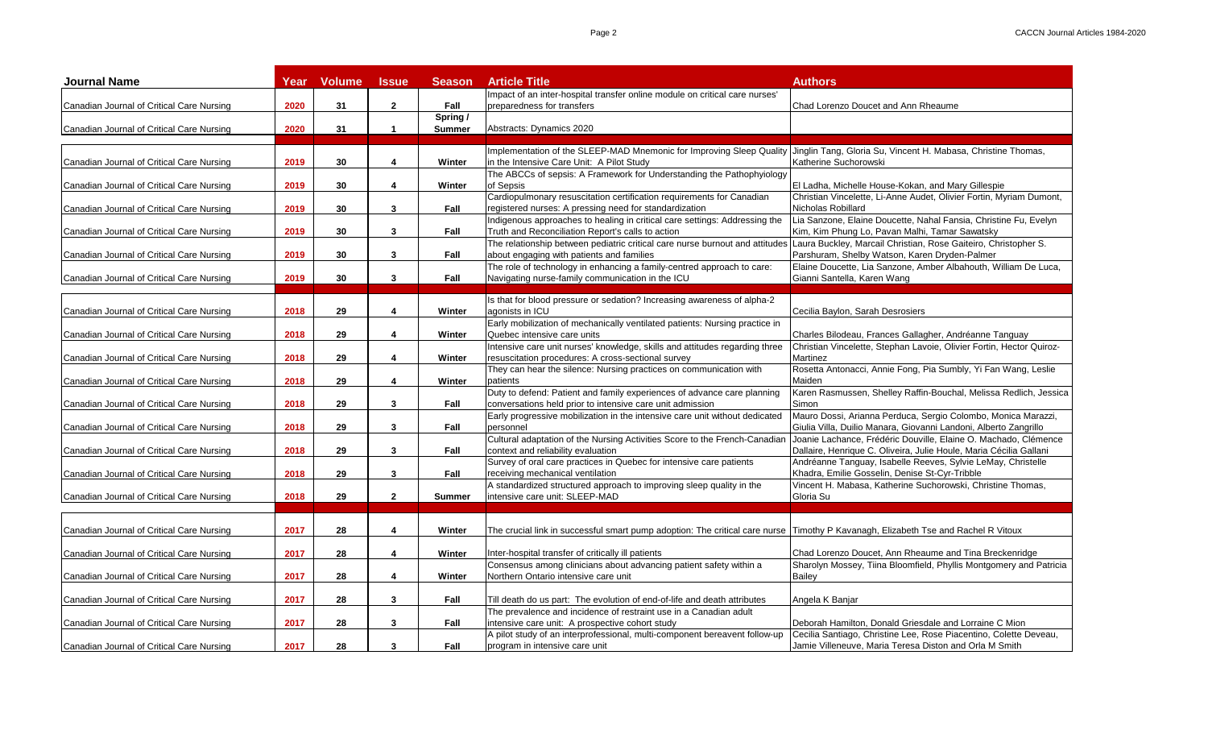| Journal Name | Year | Volume | Issue | Season | Article Title | Authors |
| --- | --- | --- | --- | --- | --- | --- |
| Canadian Journal of Critical Care Nursing | 2020 | 31 | 2 | Fall | Impact of an inter-hospital transfer online module on critical care nurses' preparedness for transfers | Chad Lorenzo Doucet and Ann Rheaume |
| Canadian Journal of Critical Care Nursing | 2020 | 31 | 1 | Spring / Summer | Abstracts: Dynamics 2020 | |
| | | | | | | |
| Canadian Journal of Critical Care Nursing | 2019 | 30 | 4 | Winter | Implementation of the SLEEP-MAD Mnemonic for Improving Sleep Quality in the Intensive Care Unit: A Pilot Study | Jinglin Tang, Gloria Su, Vincent H. Mabasa, Christine Thomas, Katherine Suchorowski |
| Canadian Journal of Critical Care Nursing | 2019 | 30 | 4 | Winter | The ABCCs of sepsis: A Framework for Understanding the Pathophyiology of Sepsis | El Ladha, Michelle House-Kokan, and Mary Gillespie |
| Canadian Journal of Critical Care Nursing | 2019 | 30 | 3 | Fall | Cardiopulmonary resuscitation certification requirements for Canadian registered nurses: A pressing need for standardization | Christian Vincelette, Li-Anne Audet, Olivier Fortin, Myriam Dumont, Nicholas Robillard |
| Canadian Journal of Critical Care Nursing | 2019 | 30 | 3 | Fall | Indigenous approaches to healing in critical care settings: Addressing the Truth and Reconciliation Report's calls to action | Lia Sanzone, Elaine Doucette, Nahal Fansia, Christine Fu, Evelyn Kim, Kim Phung Lo, Pavan Malhi, Tamar Sawatsky |
| Canadian Journal of Critical Care Nursing | 2019 | 30 | 3 | Fall | The relationship between pediatric critical care nurse burnout and attitudes about engaging with patients and families | Laura Buckley, Marcail Christian, Rose Gaiteiro, Christopher S. Parshuram, Shelby Watson, Karen Dryden-Palmer |
| Canadian Journal of Critical Care Nursing | 2019 | 30 | 3 | Fall | The role of technology in enhancing a family-centred approach to care: Navigating nurse-family communication in the ICU | Elaine Doucette, Lia Sanzone, Amber Albahouth, William De Luca, Gianni Santella, Karen Wang |
| | | | | | | |
| Canadian Journal of Critical Care Nursing | 2018 | 29 | 4 | Winter | Is that for blood pressure or sedation? Increasing awareness of alpha-2 agonists in ICU | Cecilia Baylon, Sarah Desrosiers |
| Canadian Journal of Critical Care Nursing | 2018 | 29 | 4 | Winter | Early mobilization of mechanically ventilated patients: Nursing practice in Quebec intensive care units | Charles Bilodeau, Frances Gallagher, Andréanne Tanguay |
| Canadian Journal of Critical Care Nursing | 2018 | 29 | 4 | Winter | Intensive care unit nurses' knowledge, skills and attitudes regarding three resuscitation procedures: A cross-sectional survey | Christian Vincelette, Stephan Lavoie, Olivier Fortin, Hector Quiroz-Martinez |
| Canadian Journal of Critical Care Nursing | 2018 | 29 | 4 | Winter | They can hear the silence: Nursing practices on communication with patients | Rosetta Antonacci, Annie Fong, Pia Sumbly, Yi Fan Wang, Leslie Maiden |
| Canadian Journal of Critical Care Nursing | 2018 | 29 | 3 | Fall | Duty to defend: Patient and family experiences of advance care planning conversations held prior to intensive care unit admission | Karen Rasmussen, Shelley Raffin-Bouchal, Melissa Redlich, Jessica Simon |
| Canadian Journal of Critical Care Nursing | 2018 | 29 | 3 | Fall | Early progressive mobilization in the intensive care unit without dedicated personnel | Mauro Dossi, Arianna Perduca, Sergio Colombo, Monica Marazzi, Giulia Villa, Duilio Manara, Giovanni Landoni, Alberto Zangrillo |
| Canadian Journal of Critical Care Nursing | 2018 | 29 | 3 | Fall | Cultural adaptation of the Nursing Activities Score to the French-Canadian context and reliability evaluation | Joanie Lachance, Frédéric Douville, Elaine O. Machado, Clémence Dallaire, Henrique C. Oliveira, Julie Houle, Maria Cécilia Gallani |
| Canadian Journal of Critical Care Nursing | 2018 | 29 | 3 | Fall | Survey of oral care practices in Quebec for intensive care patients receiving mechanical ventilation | Andréanne Tanguay, Isabelle Reeves, Sylvie LeMay, Christelle Khadra, Emilie Gosselin, Denise St-Cyr-Tribble |
| Canadian Journal of Critical Care Nursing | 2018 | 29 | 2 | Summer | A standardized structured approach to improving sleep quality in the intensive care unit: SLEEP-MAD | Vincent H. Mabasa, Katherine Suchorowski, Christine Thomas, Gloria Su |
| | | | | | | |
| Canadian Journal of Critical Care Nursing | 2017 | 28 | 4 | Winter | The crucial link in successful smart pump adoption: The critical care nurse | Timothy P Kavanagh, Elizabeth Tse and Rachel R Vitoux |
| Canadian Journal of Critical Care Nursing | 2017 | 28 | 4 | Winter | Inter-hospital transfer of critically ill patients | Chad Lorenzo Doucet, Ann Rheaume and Tina Breckenridge |
| Canadian Journal of Critical Care Nursing | 2017 | 28 | 4 | Winter | Consensus among clinicians about advancing patient safety within a Northern Ontario intensive care unit | Sharolyn Mossey, Tiina Bloomfield, Phyllis Montgomery and Patricia Bailey |
| Canadian Journal of Critical Care Nursing | 2017 | 28 | 3 | Fall | Till death do us part: The evolution of end-of-life and death attributes | Angela K Banjar |
| Canadian Journal of Critical Care Nursing | 2017 | 28 | 3 | Fall | The prevalence and incidence of restraint use in a Canadian adult intensive care unit: A prospective cohort study | Deborah Hamilton, Donald Griesdale and Lorraine C Mion |
| Canadian Journal of Critical Care Nursing | 2017 | 28 | 3 | Fall | A pilot study of an interprofessional, multi-component bereavement follow-up program in intensive care unit | Cecilia Santiago, Christine Lee, Rose Piacentino, Colette Deveau, Jamie Villeneuve, Maria Teresa Diston and Orla M Smith |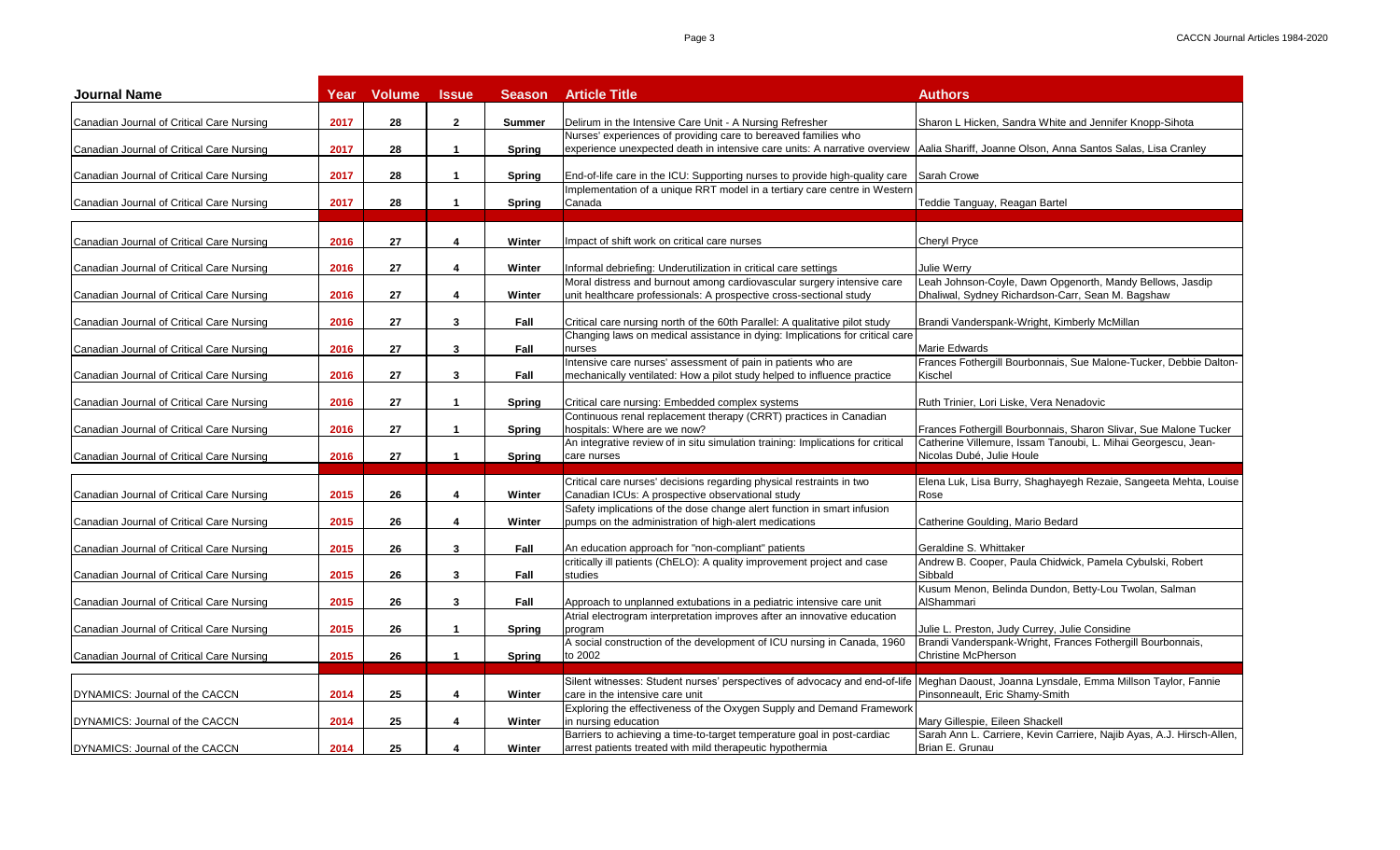| Journal Name | Year | Volume | Issue | Season | Article Title | Authors |
|---|---|---|---|---|---|---|
| Canadian Journal of Critical Care Nursing | 2017 | 28 | 2 | Summer | Delirum in the Intensive Care Unit - A Nursing Refresher | Sharon L Hicken, Sandra White and Jennifer Knopp-Sihota |
| Canadian Journal of Critical Care Nursing | 2017 | 28 | 1 | Spring | Nurses' experiences of providing care to bereaved families who experience unexpected death in intensive care units: A narrative overview | Aalia Shariff, Joanne Olson, Anna Santos Salas, Lisa Cranley |
| Canadian Journal of Critical Care Nursing | 2017 | 28 | 1 | Spring | End-of-life care in the ICU: Supporting nurses to provide high-quality care | Sarah Crowe |
| Canadian Journal of Critical Care Nursing | 2017 | 28 | 1 | Spring | Implementation of a unique RRT model in a tertiary care centre in Western Canada | Teddie Tanguay, Reagan Bartel |
| | | | | | | |
| Canadian Journal of Critical Care Nursing | 2016 | 27 | 4 | Winter | Impact of shift work on critical care nurses | Cheryl Pryce |
| Canadian Journal of Critical Care Nursing | 2016 | 27 | 4 | Winter | Informal debriefing: Underutilization in critical care settings | Julie Werry |
| Canadian Journal of Critical Care Nursing | 2016 | 27 | 4 | Winter | Moral distress and burnout among cardiovascular surgery intensive care unit healthcare professionals: A prospective cross-sectional study | Leah Johnson-Coyle, Dawn Opgenorth, Mandy Bellows, Jasdip Dhaliwal, Sydney Richardson-Carr, Sean M. Bagshaw |
| Canadian Journal of Critical Care Nursing | 2016 | 27 | 3 | Fall | Critical care nursing north of the 60th Parallel: A qualitative pilot study | Brandi Vanderspank-Wright, Kimberly McMillan |
| Canadian Journal of Critical Care Nursing | 2016 | 27 | 3 | Fall | Changing laws on medical assistance in dying: Implications for critical care nurses | Marie Edwards |
| Canadian Journal of Critical Care Nursing | 2016 | 27 | 3 | Fall | Intensive care nurses' assessment of pain in patients who are mechanically ventilated: How a pilot study helped to influence practice | Frances Fothergill Bourbonnais, Sue Malone-Tucker, Debbie Dalton-Kischel |
| Canadian Journal of Critical Care Nursing | 2016 | 27 | 1 | Spring | Critical care nursing: Embedded complex systems | Ruth Trinier, Lori Liske, Vera Nenadovic |
| Canadian Journal of Critical Care Nursing | 2016 | 27 | 1 | Spring | Continuous renal replacement therapy (CRRT) practices in Canadian hospitals: Where are we now? | Frances Fothergill Bourbonnais, Sharon Slivar, Sue Malone Tucker |
| Canadian Journal of Critical Care Nursing | 2016 | 27 | 1 | Spring | An integrative review of in situ simulation training: Implications for critical care nurses | Catherine Villemure, Issam Tanoubi, L. Mihai Georgescu, Jean-Nicolas Dubé, Julie Houle |
| | | | | | | |
| Canadian Journal of Critical Care Nursing | 2015 | 26 | 4 | Winter | Critical care nurses' decisions regarding physical restraints in two Canadian ICUs: A prospective observational study | Elena Luk, Lisa Burry, Shaghayegh Rezaie, Sangeeta Mehta, Louise Rose |
| Canadian Journal of Critical Care Nursing | 2015 | 26 | 4 | Winter | Safety implications of the dose change alert function in smart infusion pumps on the administration of high-alert medications | Catherine Goulding, Mario Bedard |
| Canadian Journal of Critical Care Nursing | 2015 | 26 | 3 | Fall | An education approach for "non-compliant" patients | Geraldine S. Whittaker |
| Canadian Journal of Critical Care Nursing | 2015 | 26 | 3 | Fall | critically ill patients (ChELO): A quality improvement project and case studies | Andrew B. Cooper, Paula Chidwick, Pamela Cybulski, Robert Sibbald |
| Canadian Journal of Critical Care Nursing | 2015 | 26 | 3 | Fall | Approach to unplanned extubations in a pediatric intensive care unit | Kusum Menon, Belinda Dundon, Betty-Lou Twolan, Salman AlShammari |
| Canadian Journal of Critical Care Nursing | 2015 | 26 | 1 | Spring | Atrial electrogram interpretation improves after an innovative education program | Julie L. Preston, Judy Currey, Julie Considine |
| Canadian Journal of Critical Care Nursing | 2015 | 26 | 1 | Spring | A social construction of the development of ICU nursing in Canada, 1960 to 2002 | Brandi Vanderspank-Wright, Frances Fothergill Bourbonnais, Christine McPherson |
| | | | | | | |
| DYNAMICS: Journal of the CACCN | 2014 | 25 | 4 | Winter | Silent witnesses: Student nurses' perspectives of advocacy and end-of-life care in the intensive care unit | Meghan Daoust, Joanna Lynsdale, Emma Millson Taylor, Fannie Pinsonneault, Eric Shamy-Smith |
| DYNAMICS: Journal of the CACCN | 2014 | 25 | 4 | Winter | Exploring the effectiveness of the Oxygen Supply and Demand Framework in nursing education | Mary Gillespie, Eileen Shackell |
| DYNAMICS: Journal of the CACCN | 2014 | 25 | 4 | Winter | Barriers to achieving a time-to-target temperature goal in post-cardiac arrest patients treated with mild therapeutic hypothermia | Sarah Ann L. Carriere, Kevin Carriere, Najib Ayas, A.J. Hirsch-Allen, Brian E. Grunau |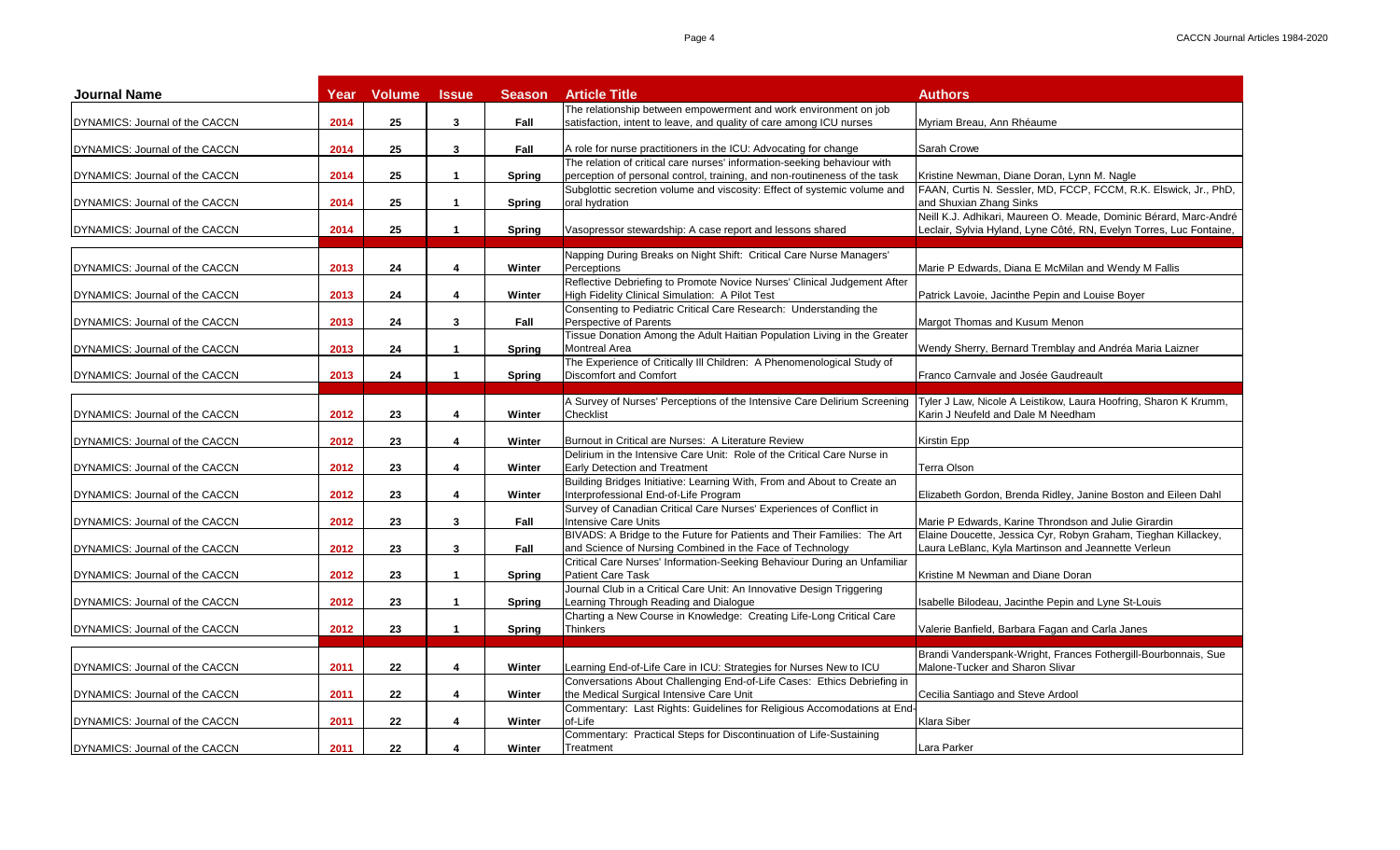| Journal Name | Year | Volume | Issue | Season | Article Title | Authors |
|---|---|---|---|---|---|---|
| DYNAMICS: Journal of the CACCN | 2014 | 25 | 3 | Fall | The relationship between empowerment and work environment on job satisfaction, intent to leave, and quality of care among ICU nurses | Myriam Breau, Ann Rhéaume |
| DYNAMICS: Journal of the CACCN | 2014 | 25 | 3 | Fall | A role for nurse practitioners in the ICU: Advocating for change | Sarah Crowe |
| DYNAMICS: Journal of the CACCN | 2014 | 25 | 1 | Spring | The relation of critical care nurses' information-seeking behaviour with perception of personal control, training, and non-routineness of the task | Kristine Newman, Diane Doran, Lynn M. Nagle |
| DYNAMICS: Journal of the CACCN | 2014 | 25 | 1 | Spring | Subglottic secretion volume and viscosity: Effect of systemic volume and oral hydration | FAAN, Curtis N. Sessler, MD, FCCP, FCCM, R.K. Elswick, Jr., PhD, and Shuxian Zhang Sinks |
| DYNAMICS: Journal of the CACCN | 2014 | 25 | 1 | Spring | Vasopressor stewardship: A case report and lessons shared | Neill K.J. Adhikari, Maureen O. Meade, Dominic Bérard, Marc-André Leclair, Sylvia Hyland, Lyne Côté, RN, Evelyn Torres, Luc Fontaine, |
| | | | | | | |
| DYNAMICS: Journal of the CACCN | 2013 | 24 | 4 | Winter | Napping During Breaks on Night Shift: Critical Care Nurse Managers' Perceptions | Marie P Edwards, Diana E McMilan and Wendy M Fallis |
| DYNAMICS: Journal of the CACCN | 2013 | 24 | 4 | Winter | Reflective Debriefing to Promote Novice Nurses' Clinical Judgement After High Fidelity Clinical Simulation: A Pilot Test | Patrick Lavoie, Jacinthe Pepin and Louise Boyer |
| DYNAMICS: Journal of the CACCN | 2013 | 24 | 3 | Fall | Consenting to Pediatric Critical Care Research: Understanding the Perspective of Parents | Margot Thomas and Kusum Menon |
| DYNAMICS: Journal of the CACCN | 2013 | 24 | 1 | Spring | Tissue Donation Among the Adult Haitian Population Living in the Greater Montreal Area | Wendy Sherry, Bernard Tremblay and Andréa Maria Laizner |
| DYNAMICS: Journal of the CACCN | 2013 | 24 | 1 | Spring | The Experience of Critically Ill Children: A Phenomenological Study of Discomfort and Comfort | Franco Carnvale and Josée Gaudreault |
| | | | | | | |
| DYNAMICS: Journal of the CACCN | 2012 | 23 | 4 | Winter | A Survey of Nurses' Perceptions of the Intensive Care Delirium Screening Checklist | Tyler J Law, Nicole A Leistikow, Laura Hoofring, Sharon K Krumm, Karin J Neufeld and Dale M Needham |
| DYNAMICS: Journal of the CACCN | 2012 | 23 | 4 | Winter | Burnout in Critical are Nurses: A Literature Review | Kirstin Epp |
| DYNAMICS: Journal of the CACCN | 2012 | 23 | 4 | Winter | Delirium in the Intensive Care Unit: Role of the Critical Care Nurse in Early Detection and Treatment | Terra Olson |
| DYNAMICS: Journal of the CACCN | 2012 | 23 | 4 | Winter | Building Bridges Initiative: Learning With, From and About to Create an Interprofessional End-of-Life Program | Elizabeth Gordon, Brenda Ridley, Janine Boston and Eileen Dahl |
| DYNAMICS: Journal of the CACCN | 2012 | 23 | 3 | Fall | Survey of Canadian Critical Care Nurses' Experiences of Conflict in Intensive Care Units | Marie P Edwards, Karine Throndson and Julie Girardin |
| DYNAMICS: Journal of the CACCN | 2012 | 23 | 3 | Fall | BIVADS: A Bridge to the Future for Patients and Their Families: The Art and Science of Nursing Combined in the Face of Technology | Elaine Doucette, Jessica Cyr, Robyn Graham, Tieghan Killackey, Laura LeBlanc, Kyla Martinson and Jeannette Verleun |
| DYNAMICS: Journal of the CACCN | 2012 | 23 | 1 | Spring | Critical Care Nurses' Information-Seeking Behaviour During an Unfamiliar Patient Care Task | Kristine M Newman and Diane Doran |
| DYNAMICS: Journal of the CACCN | 2012 | 23 | 1 | Spring | Journal Club in a Critical Care Unit: An Innovative Design Triggering Learning Through Reading and Dialogue | Isabelle Bilodeau, Jacinthe Pepin and Lyne St-Louis |
| DYNAMICS: Journal of the CACCN | 2012 | 23 | 1 | Spring | Charting a New Course in Knowledge: Creating Life-Long Critical Care Thinkers | Valerie Banfield, Barbara Fagan and Carla Janes |
| | | | | | | |
| DYNAMICS: Journal of the CACCN | 2011 | 22 | 4 | Winter | Learning End-of-Life Care in ICU: Strategies for Nurses New to ICU | Brandi Vanderspank-Wright, Frances Fothergill-Bourbonnais, Sue Malone-Tucker and Sharon Slivar |
| DYNAMICS: Journal of the CACCN | 2011 | 22 | 4 | Winter | Conversations About Challenging End-of-Life Cases: Ethics Debriefing in the Medical Surgical Intensive Care Unit | Cecilia Santiago and Steve Ardool |
| DYNAMICS: Journal of the CACCN | 2011 | 22 | 4 | Winter | Commentary: Last Rights: Guidelines for Religious Accomodations at End-of-Life | Klara Siber |
| DYNAMICS: Journal of the CACCN | 2011 | 22 | 4 | Winter | Commentary: Practical Steps for Discontinuation of Life-Sustaining Treatment | Lara Parker |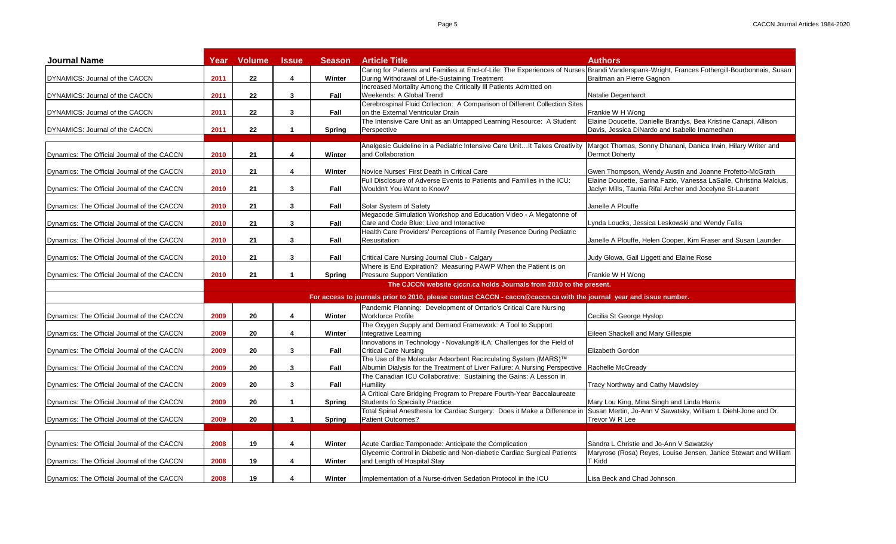| Journal Name | Year | Volume | Issue | Season | Article Title | Authors |
|---|---|---|---|---|---|---|
| DYNAMICS: Journal of the CACCN | 2011 | 22 | 4 | Winter | Caring for Patients and Families at End-of-Life: The Experiences of Nurses During Withdrawal of Life-Sustaining Treatment | Brandi Vanderspank-Wright, Frances Fothergill-Bourbonnais, Susan Braitman an Pierre Gagnon |
| DYNAMICS: Journal of the CACCN | 2011 | 22 | 3 | Fall | Increased Mortality Among the Critically Ill Patients Admitted on Weekends: A Global Trend | Natalie Degenhardt |
| DYNAMICS: Journal of the CACCN | 2011 | 22 | 3 | Fall | Cerebrospinal Fluid Collection: A Comparison of Different Collection Sites on the External Ventricular Drain | Frankie W H Wong |
| DYNAMICS: Journal of the CACCN | 2011 | 22 | 1 | Spring | The Intensive Care Unit as an Untapped Learning Resource: A Student Perspective | Elaine Doucette, Danielle Brandys, Bea Kristine Canapi, Allison Davis, Jessica DiNardo and Isabelle Imamedhan |
| | | | | | | |
| Dynamics: The Official Journal of the CACCN | 2010 | 21 | 4 | Winter | Analgesic Guideline in a Pediatric Intensive Care Unit…It Takes Creativity and Collaboration | Margot Thomas, Sonny Dhanani, Danica Irwin, Hilary Writer and Dermot Doherty |
| Dynamics: The Official Journal of the CACCN | 2010 | 21 | 4 | Winter | Novice Nurses' First Death in Critical Care | Gwen Thompson, Wendy Austin and Joanne Profetto-McGrath |
| Dynamics: The Official Journal of the CACCN | 2010 | 21 | 3 | Fall | Full Disclosure of Adverse Events to Patients and Families in the ICU: Wouldn't You Want to Know? | Elaine Doucette, Sarina Fazio, Vanessa LaSalle, Christina Malcius, Jaclyn Mills, Taunia Rifai Archer and Jocelyne St-Laurent |
| Dynamics: The Official Journal of the CACCN | 2010 | 21 | 3 | Fall | Solar System of Safety | Janelle A Plouffe |
| Dynamics: The Official Journal of the CACCN | 2010 | 21 | 3 | Fall | Megacode Simulation Workshop and Education Video - A Megatonne of Care and Code Blue: Live and Interactive | Lynda Loucks, Jessica Leskowski and Wendy Fallis |
| Dynamics: The Official Journal of the CACCN | 2010 | 21 | 3 | Fall | Health Care Providers' Perceptions of Family Presence During Pediatric Resusitation | Janelle A Plouffe, Helen Cooper, Kim Fraser and Susan Launder |
| Dynamics: The Official Journal of the CACCN | 2010 | 21 | 3 | Fall | Critical Care Nursing Journal Club - Calgary | Judy Glowa, Gail Liggett and Elaine Rose |
| Dynamics: The Official Journal of the CACCN | 2010 | 21 | 1 | Spring | Where is End Expiration? Measuring PAWP When the Patient is on Pressure Support Ventilation | Frankie W H Wong |
| | **The CJCCN website cjccn.ca holds Journals from 2010 to the present.** | | | | | |
| | **For access to journals prior to 2010, please contact CACCN - caccn@caccn.ca with the journal year and issue number.** | | | | | |
| Dynamics: The Official Journal of the CACCN | 2009 | 20 | 4 | Winter | Pandemic Planning: Development of Ontario's Critical Care Nursing Workforce Profile | Cecilia St George Hyslop |
| Dynamics: The Official Journal of the CACCN | 2009 | 20 | 4 | Winter | The Oxygen Supply and Demand Framework: A Tool to Support Integrative Learning | Eileen Shackell and Mary Gillespie |
| Dynamics: The Official Journal of the CACCN | 2009 | 20 | 3 | Fall | Innovations in Technology - Novalung® iLA: Challenges for the Field of Critical Care Nursing | Elizabeth Gordon |
| Dynamics: The Official Journal of the CACCN | 2009 | 20 | 3 | Fall | The Use of the Molecular Adsorbent Recirculating System (MARS)™ Albumin Dialysis for the Treatment of Liver Failure: A Nursing Perspective | Rachelle McCready |
| Dynamics: The Official Journal of the CACCN | 2009 | 20 | 3 | Fall | The Canadian ICU Collaborative: Sustaining the Gains: A Lesson in Humility | Tracy Northway and Cathy Mawdsley |
| Dynamics: The Official Journal of the CACCN | 2009 | 20 | 1 | Spring | A Critical Care Bridging Program to Prepare Fourth-Year Baccalaureate Students fo Specialty Practice | Mary Lou King, Mina Singh and Linda Harris |
| Dynamics: The Official Journal of the CACCN | 2009 | 20 | 1 | Spring | Total Spinal Anesthesia for Cardiac Surgery: Does it Make a Difference in Patient Outcomes? | Susan Mertin, Jo-Ann V Sawatsky, William L Diehl-Jone and Dr. Trevor W R Lee |
| | | | | | | |
| Dynamics: The Official Journal of the CACCN | 2008 | 19 | 4 | Winter | Acute Cardiac Tamponade: Anticipate the Complication | Sandra L Christie and Jo-Ann V Sawatzky |
| Dynamics: The Official Journal of the CACCN | 2008 | 19 | 4 | Winter | Glycemic Control in Diabetic and Non-diabetic Cardiac Surgical Patients and Length of Hospital Stay | Maryrose (Rosa) Reyes, Louise Jensen, Janice Stewart and William T Kidd |
| Dynamics: The Official Journal of the CACCN | 2008 | 19 | 4 | Winter | Implementation of a Nurse-driven Sedation Protocol in the ICU | Lisa Beck and Chad Johnson |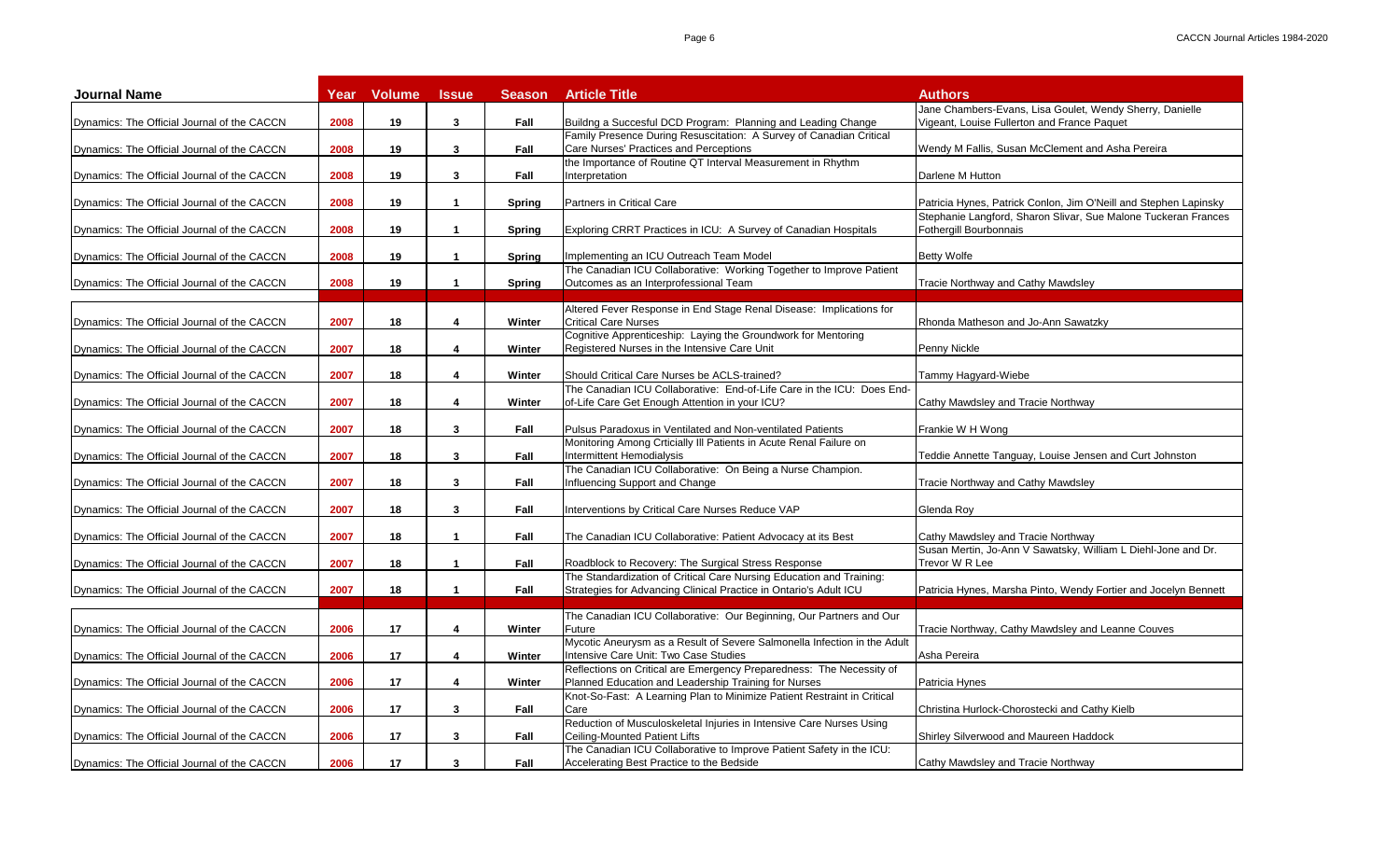| Journal Name | Year | Volume | Issue | Season | Article Title | Authors |
|---|---|---|---|---|---|---|
| Dynamics: The Official Journal of the CACCN | 2008 | 19 | 3 | Fall | Buildng a Succesful DCD Program: Planning and Leading Change | Jane Chambers-Evans, Lisa Goulet, Wendy Sherry, Danielle Vigeant, Louise Fullerton and France Paquet |
| Dynamics: The Official Journal of the CACCN | 2008 | 19 | 3 | Fall | Family Presence During Resuscitation: A Survey of Canadian Critical Care Nurses' Practices and Perceptions | Wendy M Fallis, Susan McClement and Asha Pereira |
| Dynamics: The Official Journal of the CACCN | 2008 | 19 | 3 | Fall | the Importance of Routine QT Interval Measurement in Rhythm Interpretation | Darlene M Hutton |
| Dynamics: The Official Journal of the CACCN | 2008 | 19 | 1 | Spring | Partners in Critical Care | Patricia Hynes, Patrick Conlon, Jim O'Neill and Stephen Lapinsky |
| Dynamics: The Official Journal of the CACCN | 2008 | 19 | 1 | Spring | Exploring CRRT Practices in ICU: A Survey of Canadian Hospitals | Stephanie Langford, Sharon Slivar, Sue Malone Tuckeran Frances Fothergill Bourbonnais |
| Dynamics: The Official Journal of the CACCN | 2008 | 19 | 1 | Spring | Implementing an ICU Outreach Team Model | Betty Wolfe |
| Dynamics: The Official Journal of the CACCN | 2008 | 19 | 1 | Spring | The Canadian ICU Collaborative: Working Together to Improve Patient Outcomes as an Interprofessional Team | Tracie Northway and Cathy Mawdsley |
| | | | | | | |
| Dynamics: The Official Journal of the CACCN | 2007 | 18 | 4 | Winter | Altered Fever Response in End Stage Renal Disease: Implications for Critical Care Nurses | Rhonda Matheson and Jo-Ann Sawatzky |
| Dynamics: The Official Journal of the CACCN | 2007 | 18 | 4 | Winter | Cognitive Apprenticeship: Laying the Groundwork for Mentoring Registered Nurses in the Intensive Care Unit | Penny Nickle |
| Dynamics: The Official Journal of the CACCN | 2007 | 18 | 4 | Winter | Should Critical Care Nurses be ACLS-trained? | Tammy Hagyard-Wiebe |
| Dynamics: The Official Journal of the CACCN | 2007 | 18 | 4 | Winter | The Canadian ICU Collaborative: End-of-Life Care in the ICU: Does End-of-Life Care Get Enough Attention in your ICU? | Cathy Mawdsley and Tracie Northway |
| Dynamics: The Official Journal of the CACCN | 2007 | 18 | 3 | Fall | Pulsus Paradoxus in Ventilated and Non-ventilated Patients | Frankie W H Wong |
| Dynamics: The Official Journal of the CACCN | 2007 | 18 | 3 | Fall | Monitoring Among Crticially Ill Patients in Acute Renal Failure on Intermittent Hemodialysis | Teddie Annette Tanguay, Louise Jensen and Curt Johnston |
| Dynamics: The Official Journal of the CACCN | 2007 | 18 | 3 | Fall | The Canadian ICU Collaborative: On Being a Nurse Champion. Influencing Support and Change | Tracie Northway and Cathy Mawdsley |
| Dynamics: The Official Journal of the CACCN | 2007 | 18 | 3 | Fall | Interventions by Critical Care Nurses Reduce VAP | Glenda Roy |
| Dynamics: The Official Journal of the CACCN | 2007 | 18 | 1 | Fall | The Canadian ICU Collaborative: Patient Advocacy at its Best | Cathy Mawdsley and Tracie Northway |
| Dynamics: The Official Journal of the CACCN | 2007 | 18 | 1 | Fall | Roadblock to Recovery: The Surgical Stress Response | Susan Mertin, Jo-Ann V Sawatsky, William L Diehl-Jone and Dr. Trevor W R Lee |
| Dynamics: The Official Journal of the CACCN | 2007 | 18 | 1 | Fall | The Standardization of Critical Care Nursing Education and Training: Strategies for Advancing Clinical Practice in Ontario's Adult ICU | Patricia Hynes, Marsha Pinto, Wendy Fortier and Jocelyn Bennett |
| | | | | | | |
| Dynamics: The Official Journal of the CACCN | 2006 | 17 | 4 | Winter | The Canadian ICU Collaborative: Our Beginning, Our Partners and Our Future | Tracie Northway, Cathy Mawdsley and Leanne Couves |
| Dynamics: The Official Journal of the CACCN | 2006 | 17 | 4 | Winter | Mycotic Aneurysm as a Result of Severe Salmonella Infection in the Adult Intensive Care Unit: Two Case Studies | Asha Pereira |
| Dynamics: The Official Journal of the CACCN | 2006 | 17 | 4 | Winter | Reflections on Critical are Emergency Preparedness: The Necessity of Planned Education and Leadership Training for Nurses | Patricia Hynes |
| Dynamics: The Official Journal of the CACCN | 2006 | 17 | 3 | Fall | Knot-So-Fast: A Learning Plan to Minimize Patient Restraint in Critical Care | Christina Hurlock-Chorostecki and Cathy Kielb |
| Dynamics: The Official Journal of the CACCN | 2006 | 17 | 3 | Fall | Reduction of Musculoskeletal Injuries in Intensive Care Nurses Using Ceiling-Mounted Patient Lifts | Shirley Silverwood and Maureen Haddock |
| Dynamics: The Official Journal of the CACCN | 2006 | 17 | 3 | Fall | The Canadian ICU Collaborative to Improve Patient Safety in the ICU: Accelerating Best Practice to the Bedside | Cathy Mawdsley and Tracie Northway |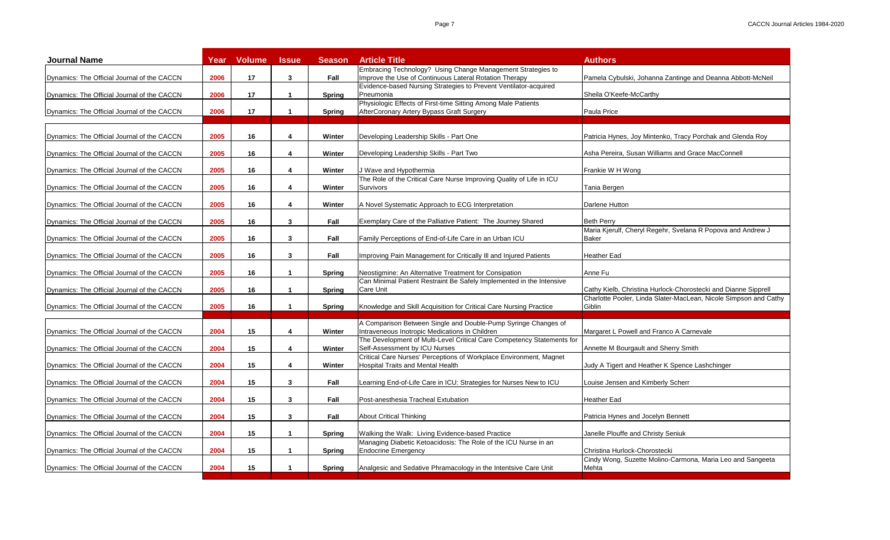| Journal Name | Year | Volume | Issue | Season | Article Title | Authors |
|---|---|---|---|---|---|---|
| Dynamics: The Official Journal of the CACCN | 2006 | 17 | 3 | Fall | Embracing Technology? Using Change Management Strategies to Improve the Use of Continuous Lateral Rotation Therapy | Pamela Cybulski, Johanna Zantinge and Deanna Abbott-McNeil |
| Dynamics: The Official Journal of the CACCN | 2006 | 17 | 1 | Spring | Evidence-based Nursing Strategies to Prevent Ventilator-acquired Pneumonia | Sheila O'Keefe-McCarthy |
| Dynamics: The Official Journal of the CACCN | 2006 | 17 | 1 | Spring | Physiologic Effects of First-time Sitting Among Male Patients AfterCoronary Artery Bypass Graft Surgery | Paula Price |
| | | | | | | |
| Dynamics: The Official Journal of the CACCN | 2005 | 16 | 4 | Winter | Developing Leadership Skills - Part One | Patricia Hynes, Joy Mintenko, Tracy Porchak and Glenda Roy |
| Dynamics: The Official Journal of the CACCN | 2005 | 16 | 4 | Winter | Developing Leadership Skills - Part Two | Asha Pereira, Susan Williams and Grace MacConnell |
| Dynamics: The Official Journal of the CACCN | 2005 | 16 | 4 | Winter | J Wave and Hypothermia | Frankie W H Wong |
| Dynamics: The Official Journal of the CACCN | 2005 | 16 | 4 | Winter | The Role of the Critical Care Nurse Improving Quality of Life in ICU Survivors | Tania Bergen |
| Dynamics: The Official Journal of the CACCN | 2005 | 16 | 4 | Winter | A Novel Systematic Approach to ECG Interpretation | Darlene Hutton |
| Dynamics: The Official Journal of the CACCN | 2005 | 16 | 3 | Fall | Exemplary Care of the Palliative Patient: The Journey Shared | Beth Perry |
| Dynamics: The Official Journal of the CACCN | 2005 | 16 | 3 | Fall | Family Perceptions of End-of-Life Care in an Urban ICU | Maria Kjerulf, Cheryl Regehr, Svelana R Popova and Andrew J Baker |
| Dynamics: The Official Journal of the CACCN | 2005 | 16 | 3 | Fall | Improving Pain Management for Critically Ill and Injured Patients | Heather Ead |
| Dynamics: The Official Journal of the CACCN | 2005 | 16 | 1 | Spring | Neostigmine: An Alternative Treatment for Consipation | Anne Fu |
| Dynamics: The Official Journal of the CACCN | 2005 | 16 | 1 | Spring | Can Minimal Patient Restraint Be Safely Implemented in the Intensive Care Unit | Cathy Kielb, Christina Hurlock-Chorostecki and Dianne Sipprell |
| Dynamics: The Official Journal of the CACCN | 2005 | 16 | 1 | Spring | Knowledge and Skill Acquisition for Critical Care Nursing Practice | Charlotte Pooler, Linda Slater-MacLean, Nicole Simpson and Cathy Giblin |
| | | | | | | |
| Dynamics: The Official Journal of the CACCN | 2004 | 15 | 4 | Winter | A Comparison Between Single and Double-Pump Syringe Changes of Intraveneous Inotropic Medications in Children | Margaret L Powell and Franco A Carnevale |
| Dynamics: The Official Journal of the CACCN | 2004 | 15 | 4 | Winter | The Development of Multi-Level Critical Care Competency Statements for Self-Assessment by ICU Nurses | Annette M Bourgault and Sherry Smith |
| Dynamics: The Official Journal of the CACCN | 2004 | 15 | 4 | Winter | Critical Care Nurses' Perceptions of Workplace Environment, Magnet Hospital Traits and Mental Health | Judy A Tigert and Heather K Spence Lashchinger |
| Dynamics: The Official Journal of the CACCN | 2004 | 15 | 3 | Fall | Learning End-of-Life Care in ICU: Strategies for Nurses New to ICU | Louise Jensen and Kimberly Scherr |
| Dynamics: The Official Journal of the CACCN | 2004 | 15 | 3 | Fall | Post-anesthesia Tracheal Extubation | Heather Ead |
| Dynamics: The Official Journal of the CACCN | 2004 | 15 | 3 | Fall | About Critical Thinking | Patricia Hynes and Jocelyn Bennett |
| Dynamics: The Official Journal of the CACCN | 2004 | 15 | 1 | Spring | Walking the Walk: Living Evidence-based Practice | Janelle Plouffe and Christy Seniuk |
| Dynamics: The Official Journal of the CACCN | 2004 | 15 | 1 | Spring | Managing Diabetic Ketoacidosis: The Role of the ICU Nurse in an Endocrine Emergency | Christina Hurlock-Chorostecki |
| Dynamics: The Official Journal of the CACCN | 2004 | 15 | 1 | Spring | Analgesic and Sedative Phramacology in the Intentsive Care Unit | Cindy Wong, Suzette Molino-Carmona, Maria Leo and Sangeeta Mehta |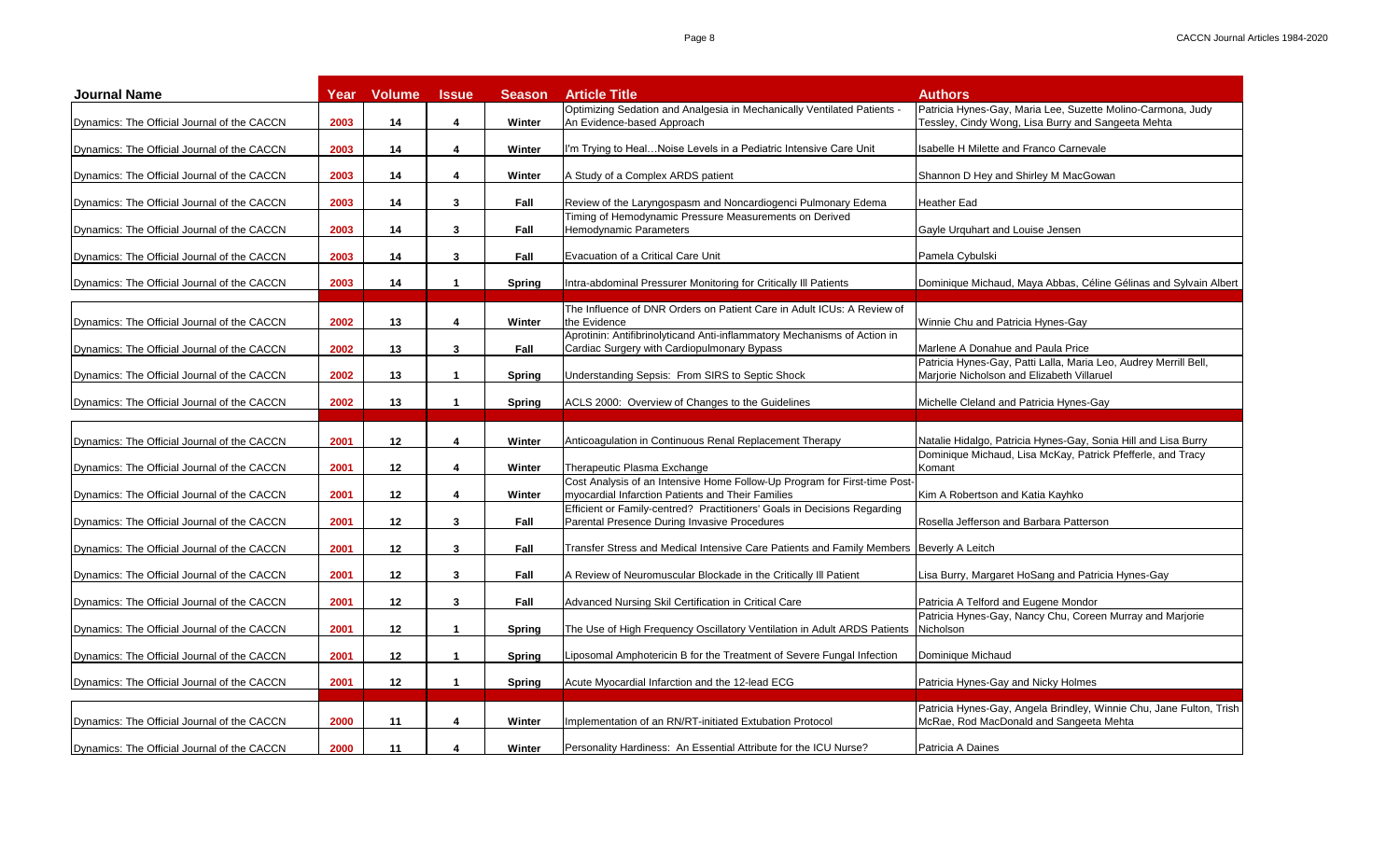| Journal Name | Year | Volume | Issue | Season | Article Title | Authors |
|---|---|---|---|---|---|---|
| Dynamics: The Official Journal of the CACCN | 2003 | 14 | 4 | Winter | Optimizing Sedation and Analgesia in Mechanically Ventilated Patients - An Evidence-based Approach | Patricia Hynes-Gay, Maria Lee, Suzette Molino-Carmona, Judy Tessley, Cindy Wong, Lisa Burry and Sangeeta Mehta |
| Dynamics: The Official Journal of the CACCN | 2003 | 14 | 4 | Winter | I'm Trying to Heal…Noise Levels in a Pediatric Intensive Care Unit | Isabelle H Milette and Franco Carnevale |
| Dynamics: The Official Journal of the CACCN | 2003 | 14 | 4 | Winter | A Study of a Complex ARDS patient | Shannon D Hey and Shirley M MacGowan |
| Dynamics: The Official Journal of the CACCN | 2003 | 14 | 3 | Fall | Review of the Laryngospasm and Noncardiogenci Pulmonary Edema | Heather Ead |
| Dynamics: The Official Journal of the CACCN | 2003 | 14 | 3 | Fall | Timing of Hemodynamic Pressure Measurements on Derived Hemodynamic Parameters | Gayle Urquhart and Louise Jensen |
| Dynamics: The Official Journal of the CACCN | 2003 | 14 | 3 | Fall | Evacuation of a Critical Care Unit | Pamela Cybulski |
| Dynamics: The Official Journal of the CACCN | 2003 | 14 | 1 | Spring | Intra-abdominal Pressurer Monitoring for Critically Ill Patients | Dominique Michaud, Maya Abbas, Céline Gélinas and Sylvain Albert |
| | | | | | | |
| Dynamics: The Official Journal of the CACCN | 2002 | 13 | 4 | Winter | The Influence of DNR Orders on Patient Care in Adult ICUs: A Review of the Evidence | Winnie Chu and Patricia Hynes-Gay |
| Dynamics: The Official Journal of the CACCN | 2002 | 13 | 3 | Fall | Aprotinin: Antifibrinolyticand Anti-inflammatory Mechanisms of Action in Cardiac Surgery with Cardiopulmonary Bypass | Marlene A Donahue and Paula Price |
| Dynamics: The Official Journal of the CACCN | 2002 | 13 | 1 | Spring | Understanding Sepsis: From SIRS to Septic Shock | Patricia Hynes-Gay, Patti Lalla, Maria Leo, Audrey Merrill Bell, Marjorie Nicholson and Elizabeth Villaruel |
| Dynamics: The Official Journal of the CACCN | 2002 | 13 | 1 | Spring | ACLS 2000: Overview of Changes to the Guidelines | Michelle Cleland and Patricia Hynes-Gay |
| | | | | | | |
| Dynamics: The Official Journal of the CACCN | 2001 | 12 | 4 | Winter | Anticoagulation in Continuous Renal Replacement Therapy | Natalie Hidalgo, Patricia Hynes-Gay, Sonia Hill and Lisa Burry |
| Dynamics: The Official Journal of the CACCN | 2001 | 12 | 4 | Winter | Therapeutic Plasma Exchange | Dominique Michaud, Lisa McKay, Patrick Pfefferle, and Tracy Komant |
| Dynamics: The Official Journal of the CACCN | 2001 | 12 | 4 | Winter | Cost Analysis of an Intensive Home Follow-Up Program for First-time Post-myocardial Infarction Patients and Their Families | Kim A Robertson and Katia Kayhko |
| Dynamics: The Official Journal of the CACCN | 2001 | 12 | 3 | Fall | Efficient or Family-centred? Practitioners' Goals in Decisions Regarding Parental Presence During Invasive Procedures | Rosella Jefferson and Barbara Patterson |
| Dynamics: The Official Journal of the CACCN | 2001 | 12 | 3 | Fall | Transfer Stress and Medical Intensive Care Patients and Family Members | Beverly A Leitch |
| Dynamics: The Official Journal of the CACCN | 2001 | 12 | 3 | Fall | A Review of Neuromuscular Blockade in the Critically Ill Patient | Lisa Burry, Margaret HoSang and Patricia Hynes-Gay |
| Dynamics: The Official Journal of the CACCN | 2001 | 12 | 3 | Fall | Advanced Nursing Skil Certification in Critical Care | Patricia A Telford and Eugene Mondor |
| Dynamics: The Official Journal of the CACCN | 2001 | 12 | 1 | Spring | The Use of High Frequency Oscillatory Ventilation in Adult ARDS Patients | Patricia Hynes-Gay, Nancy Chu, Coreen Murray and Marjorie Nicholson |
| Dynamics: The Official Journal of the CACCN | 2001 | 12 | 1 | Spring | Liposomal Amphotericin B for the Treatment of Severe Fungal Infection | Dominique Michaud |
| Dynamics: The Official Journal of the CACCN | 2001 | 12 | 1 | Spring | Acute Myocardial Infarction and the 12-lead ECG | Patricia Hynes-Gay and Nicky Holmes |
| | | | | | | |
| Dynamics: The Official Journal of the CACCN | 2000 | 11 | 4 | Winter | Implementation of an RN/RT-initiated Extubation Protocol | Patricia Hynes-Gay, Angela Brindley, Winnie Chu, Jane Fulton, Trish McRae, Rod MacDonald and Sangeeta Mehta |
| Dynamics: The Official Journal of the CACCN | 2000 | 11 | 4 | Winter | Personality Hardiness: An Essential Attribute for the ICU Nurse? | Patricia A Daines |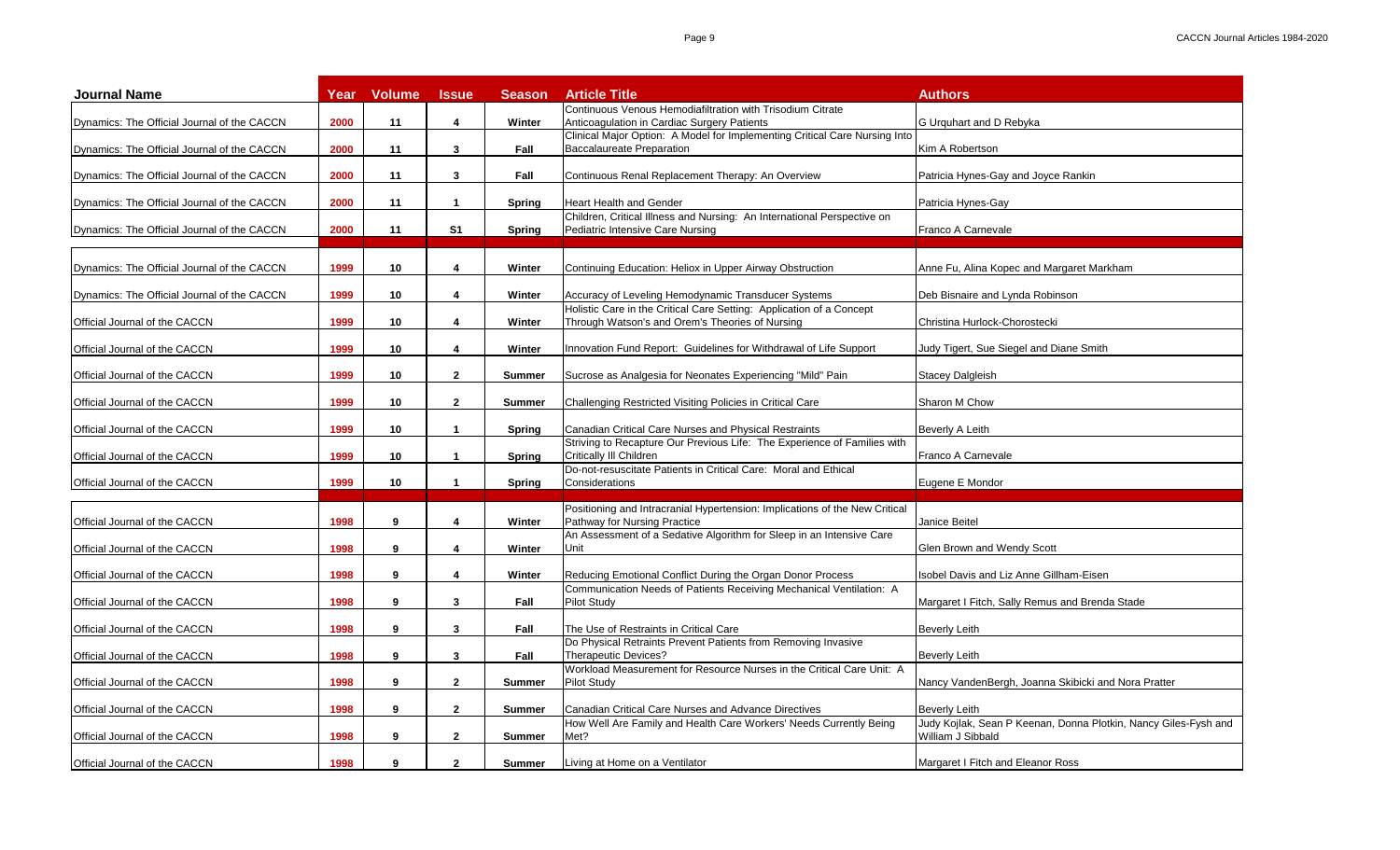| Journal Name | Year | Volume | Issue | Season | Article Title | Authors |
|---|---|---|---|---|---|---|
| Dynamics: The Official Journal of the CACCN | 2000 | 11 | 4 | Winter | Continuous Venous Hemodiafiltration with Trisodium Citrate Anticoagulation in Cardiac Surgery Patients | G Urquhart and D Rebyka |
| Dynamics: The Official Journal of the CACCN | 2000 | 11 | 3 | Fall | Clinical Major Option: A Model for Implementing Critical Care Nursing Into Baccalaureate Preparation | Kim A Robertson |
| Dynamics: The Official Journal of the CACCN | 2000 | 11 | 3 | Fall | Continuous Renal Replacement Therapy: An Overview | Patricia Hynes-Gay and Joyce Rankin |
| Dynamics: The Official Journal of the CACCN | 2000 | 11 | 1 | Spring | Heart Health and Gender | Patricia Hynes-Gay |
| Dynamics: The Official Journal of the CACCN | 2000 | 11 | S1 | Spring | Children, Critical Illness and Nursing: An International Perspective on Pediatric Intensive Care Nursing | Franco A Carnevale |
| | | | | | | |
| Dynamics: The Official Journal of the CACCN | 1999 | 10 | 4 | Winter | Continuing Education: Heliox in Upper Airway Obstruction | Anne Fu, Alina Kopec and Margaret Markham |
| Dynamics: The Official Journal of the CACCN | 1999 | 10 | 4 | Winter | Accuracy of Leveling Hemodynamic Transducer Systems | Deb Bisnaire and Lynda Robinson |
| Official Journal of the CACCN | 1999 | 10 | 4 | Winter | Holistic Care in the Critical Care Setting: Application of a Concept Through Watson's and Orem's Theories of Nursing | Christina Hurlock-Chorostecki |
| Official Journal of the CACCN | 1999 | 10 | 4 | Winter | Innovation Fund Report: Guidelines for Withdrawal of Life Support | Judy Tigert, Sue Siegel and Diane Smith |
| Official Journal of the CACCN | 1999 | 10 | 2 | Summer | Sucrose as Analgesia for Neonates Experiencing "Mild" Pain | Stacey Dalgleish |
| Official Journal of the CACCN | 1999 | 10 | 2 | Summer | Challenging Restricted Visiting Policies in Critical Care | Sharon M Chow |
| Official Journal of the CACCN | 1999 | 10 | 1 | Spring | Canadian Critical Care Nurses and Physical Restraints | Beverly A Leith |
| Official Journal of the CACCN | 1999 | 10 | 1 | Spring | Striving to Recapture Our Previous Life: The Experience of Families with Critically Ill Children | Franco A Carnevale |
| Official Journal of the CACCN | 1999 | 10 | 1 | Spring | Do-not-resuscitate Patients in Critical Care: Moral and Ethical Considerations | Eugene E Mondor |
| | | | | | | |
| Official Journal of the CACCN | 1998 | 9 | 4 | Winter | Positioning and Intracranial Hypertension: Implications of the New Critical Pathway for Nursing Practice | Janice Beitel |
| Official Journal of the CACCN | 1998 | 9 | 4 | Winter | An Assessment of a Sedative Algorithm for Sleep in an Intensive Care Unit | Glen Brown and Wendy Scott |
| Official Journal of the CACCN | 1998 | 9 | 4 | Winter | Reducing Emotional Conflict During the Organ Donor Process | Isobel Davis and Liz Anne Gillham-Eisen |
| Official Journal of the CACCN | 1998 | 9 | 3 | Fall | Communication Needs of Patients Receiving Mechanical Ventilation: A Pilot Study | Margaret I Fitch, Sally Remus and Brenda Stade |
| Official Journal of the CACCN | 1998 | 9 | 3 | Fall | The Use of Restraints in Critical Care | Beverly Leith |
| Official Journal of the CACCN | 1998 | 9 | 3 | Fall | Do Physical Retraints Prevent Patients from Removing Invasive Therapeutic Devices? | Beverly Leith |
| Official Journal of the CACCN | 1998 | 9 | 2 | Summer | Workload Measurement for Resource Nurses in the Critical Care Unit: A Pilot Study | Nancy VandenBergh, Joanna Skibicki and Nora Pratter |
| Official Journal of the CACCN | 1998 | 9 | 2 | Summer | Canadian Critical Care Nurses and Advance Directives | Beverly Leith |
| Official Journal of the CACCN | 1998 | 9 | 2 | Summer | How Well Are Family and Health Care Workers' Needs Currently Being Met? | Judy Kojlak, Sean P Keenan, Donna Plotkin, Nancy Giles-Fysh and William J Sibbald |
| Official Journal of the CACCN | 1998 | 9 | 2 | Summer | Living at Home on a Ventilator | Margaret I Fitch and Eleanor Ross |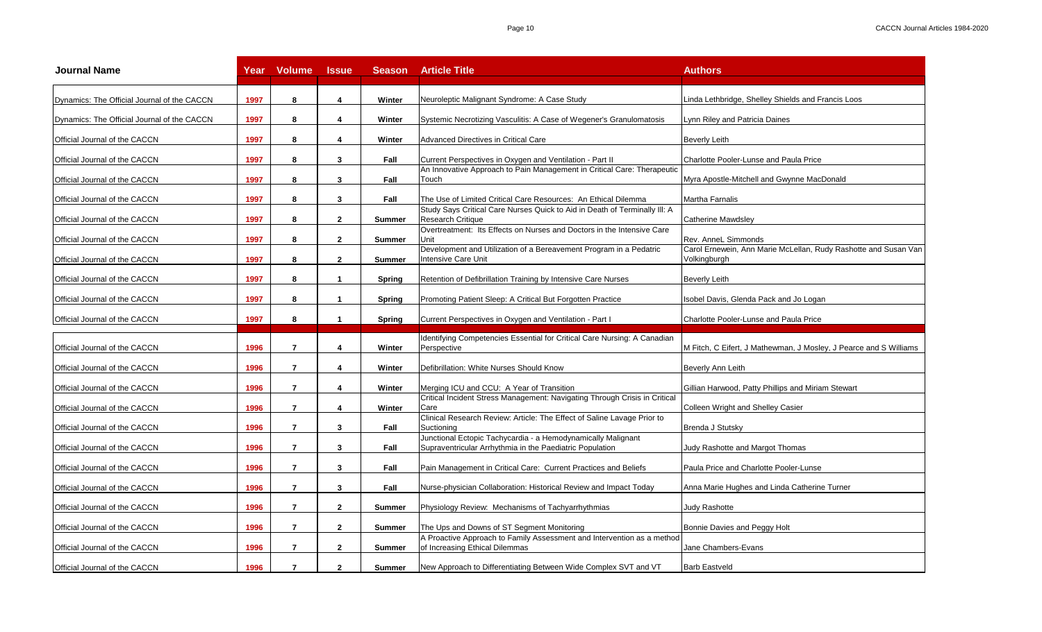| Journal Name | Year | Volume | Issue | Season | Article Title | Authors |
|---|---|---|---|---|---|---|
| Dynamics: The Official Journal of the CACCN | 1997 | 8 | 4 | Winter | Neuroleptic Malignant Syndrome: A Case Study | Linda Lethbridge, Shelley Shields and Francis Loos |
| Dynamics: The Official Journal of the CACCN | 1997 | 8 | 4 | Winter | Systemic Necrotizing Vasculitis: A Case of Wegener's Granulomatosis | Lynn Riley and Patricia Daines |
| Official Journal of the CACCN | 1997 | 8 | 4 | Winter | Advanced Directives in Critical Care | Beverly Leith |
| Official Journal of the CACCN | 1997 | 8 | 3 | Fall | Current Perspectives in Oxygen and Ventilation - Part II | Charlotte Pooler-Lunse and Paula Price |
| Official Journal of the CACCN | 1997 | 8 | 3 | Fall | An Innovative Approach to Pain Management in Critical Care: Therapeutic Touch | Myra Apostle-Mitchell and Gwynne MacDonald |
| Official Journal of the CACCN | 1997 | 8 | 3 | Fall | The Use of Limited Critical Care Resources: An Ethical Dilemma | Martha Farnalis |
| Official Journal of the CACCN | 1997 | 8 | 2 | Summer | Study Says Critical Care Nurses Quick to Aid in Death of Terminally Ill: A Research Critique | Catherine Mawdsley |
| Official Journal of the CACCN | 1997 | 8 | 2 | Summer | Overtreatment: Its Effects on Nurses and Doctors in the Intensive Care Unit | Rev. AnneL Simmonds |
| Official Journal of the CACCN | 1997 | 8 | 2 | Summer | Development and Utilization of a Bereavement Program in a Pedatric Intensive Care Unit | Carol Ernewein, Ann Marie McLellan, Rudy Rashotte and Susan Van Volkingburgh |
| Official Journal of the CACCN | 1997 | 8 | 1 | Spring | Retention of Defibrillation Training by Intensive Care Nurses | Beverly Leith |
| Official Journal of the CACCN | 1997 | 8 | 1 | Spring | Promoting Patient Sleep: A Critical But Forgotten Practice | Isobel Davis, Glenda Pack and Jo Logan |
| Official Journal of the CACCN | 1997 | 8 | 1 | Spring | Current Perspectives in Oxygen and Ventilation - Part I | Charlotte Pooler-Lunse and Paula Price |
| Official Journal of the CACCN | 1996 | 7 | 4 | Winter | Identifying Competencies Essential for Critical Care Nursing: A Canadian Perspective | M Fitch, C Eifert, J Mathewman, J Mosley, J Pearce and S Williams |
| Official Journal of the CACCN | 1996 | 7 | 4 | Winter | Defibrillation: White Nurses Should Know | Beverly Ann Leith |
| Official Journal of the CACCN | 1996 | 7 | 4 | Winter | Merging ICU and CCU: A Year of Transition | Gillian Harwood, Patty Phillips and Miriam Stewart |
| Official Journal of the CACCN | 1996 | 7 | 4 | Winter | Critical Incident Stress Management: Navigating Through Crisis in Critical Care | Colleen Wright and Shelley Casier |
| Official Journal of the CACCN | 1996 | 7 | 3 | Fall | Clinical Research Review: Article: The Effect of Saline Lavage Prior to Suctioning | Brenda J Stutsky |
| Official Journal of the CACCN | 1996 | 7 | 3 | Fall | Junctional Ectopic Tachycardia - a Hemodynamically Malignant Supraventricular Arrhythmia in the Paediatric Population | Judy Rashotte and Margot Thomas |
| Official Journal of the CACCN | 1996 | 7 | 3 | Fall | Pain Management in Critical Care: Current Practices and Beliefs | Paula Price and Charlotte Pooler-Lunse |
| Official Journal of the CACCN | 1996 | 7 | 3 | Fall | Nurse-physician Collaboration: Historical Review and Impact Today | Anna Marie Hughes and Linda Catherine Turner |
| Official Journal of the CACCN | 1996 | 7 | 2 | Summer | Physiology Review: Mechanisms of Tachyarrhythmias | Judy Rashotte |
| Official Journal of the CACCN | 1996 | 7 | 2 | Summer | The Ups and Downs of ST Segment Monitoring | Bonnie Davies and Peggy Holt |
| Official Journal of the CACCN | 1996 | 7 | 2 | Summer | A Proactive Approach to Family Assessment and Intervention as a method of Increasing Ethical Dilemmas | Jane Chambers-Evans |
| Official Journal of the CACCN | 1996 | 7 | 2 | Summer | New Approach to Differentiating Between Wide Complex SVT and VT | Barb Eastveld |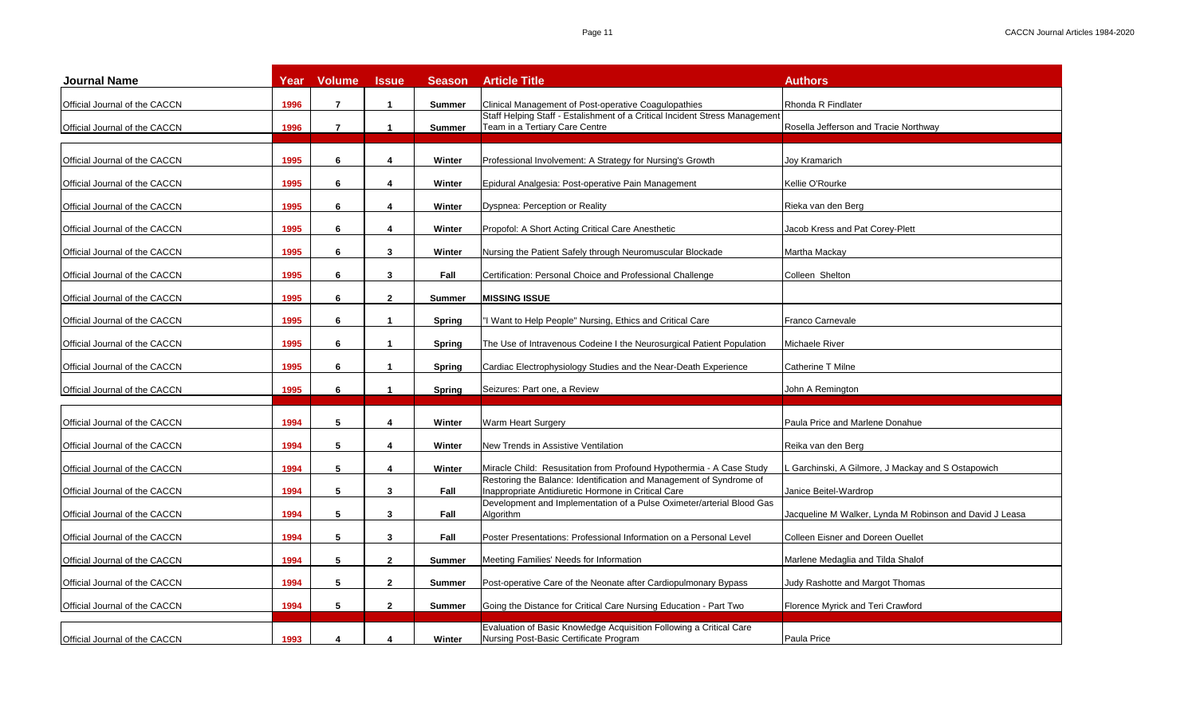| Journal Name | Year | Volume | Issue | Season | Article Title | Authors |
|---|---|---|---|---|---|---|
| Official Journal of the CACCN | 1996 | 7 | 1 | Summer | Clinical Management of Post-operative Coagulopathies | Rhonda R Findlater |
| Official Journal of the CACCN | 1996 | 7 | 1 | Summer | Staff Helping Staff - Estalishment of a Critical Incident Stress Management Team in a Tertiary Care Centre | Rosella Jefferson and Tracie Northway |
| | | | | | | |
| Official Journal of the CACCN | 1995 | 6 | 4 | Winter | Professional Involvement: A Strategy for Nursing's Growth | Joy Kramarich |
| Official Journal of the CACCN | 1995 | 6 | 4 | Winter | Epidural Analgesia: Post-operative Pain Management | Kellie O'Rourke |
| Official Journal of the CACCN | 1995 | 6 | 4 | Winter | Dyspnea: Perception or Reality | Rieka van den Berg |
| Official Journal of the CACCN | 1995 | 6 | 4 | Winter | Propofol: A Short Acting Critical Care Anesthetic | Jacob Kress and Pat Corey-Plett |
| Official Journal of the CACCN | 1995 | 6 | 3 | Winter | Nursing the Patient Safely through Neuromuscular Blockade | Martha Mackay |
| Official Journal of the CACCN | 1995 | 6 | 3 | Fall | Certification: Personal Choice and Professional Challenge | Colleen Shelton |
| Official Journal of the CACCN | 1995 | 6 | 2 | Summer | **MISSING ISSUE** | |
| Official Journal of the CACCN | 1995 | 6 | 1 | Spring | "I Want to Help People" Nursing, Ethics and Critical Care | Franco Carnevale |
| Official Journal of the CACCN | 1995 | 6 | 1 | Spring | The Use of Intravenous Codeine I the Neurosurgical Patient Population | Michaele River |
| Official Journal of the CACCN | 1995 | 6 | 1 | Spring | Cardiac Electrophysiology Studies and the Near-Death Experience | Catherine T Milne |
| Official Journal of the CACCN | 1995 | 6 | 1 | Spring | Seizures: Part one, a Review | John A Remington |
| | | | | | | |
| Official Journal of the CACCN | 1994 | 5 | 4 | Winter | Warm Heart Surgery | Paula Price and Marlene Donahue |
| Official Journal of the CACCN | 1994 | 5 | 4 | Winter | New Trends in Assistive Ventilation | Reika van den Berg |
| Official Journal of the CACCN | 1994 | 5 | 4 | Winter | Miracle Child: Resusitation from Profound Hypothermia - A Case Study | L Garchinski, A Gilmore, J Mackay and S Ostapowich |
| Official Journal of the CACCN | 1994 | 5 | 3 | Fall | Restoring the Balance: Identification and Management of Syndrome of Inappropriate Antidiuretic Hormone in Critical Care | Janice Beitel-Wardrop |
| Official Journal of the CACCN | 1994 | 5 | 3 | Fall | Development and Implementation of a Pulse Oximeter/arterial Blood Gas Algorithm | Jacqueline M Walker, Lynda M Robinson and David J Leasa |
| Official Journal of the CACCN | 1994 | 5 | 3 | Fall | Poster Presentations: Professional Information on a Personal Level | Colleen Eisner and Doreen Ouellet |
| Official Journal of the CACCN | 1994 | 5 | 2 | Summer | Meeting Families' Needs for Information | Marlene Medaglia and Tilda Shalof |
| Official Journal of the CACCN | 1994 | 5 | 2 | Summer | Post-operative Care of the Neonate after Cardiopulmonary Bypass | Judy Rashotte and Margot Thomas |
| Official Journal of the CACCN | 1994 | 5 | 2 | Summer | Going the Distance for Critical Care Nursing Education - Part Two | Florence Myrick and Teri Crawford |
| | | | | | | |
| Official Journal of the CACCN | 1993 | 4 | 4 | Winter | Evaluation of Basic Knowledge Acquisition Following a Critical Care Nursing Post-Basic Certificate Program | Paula Price |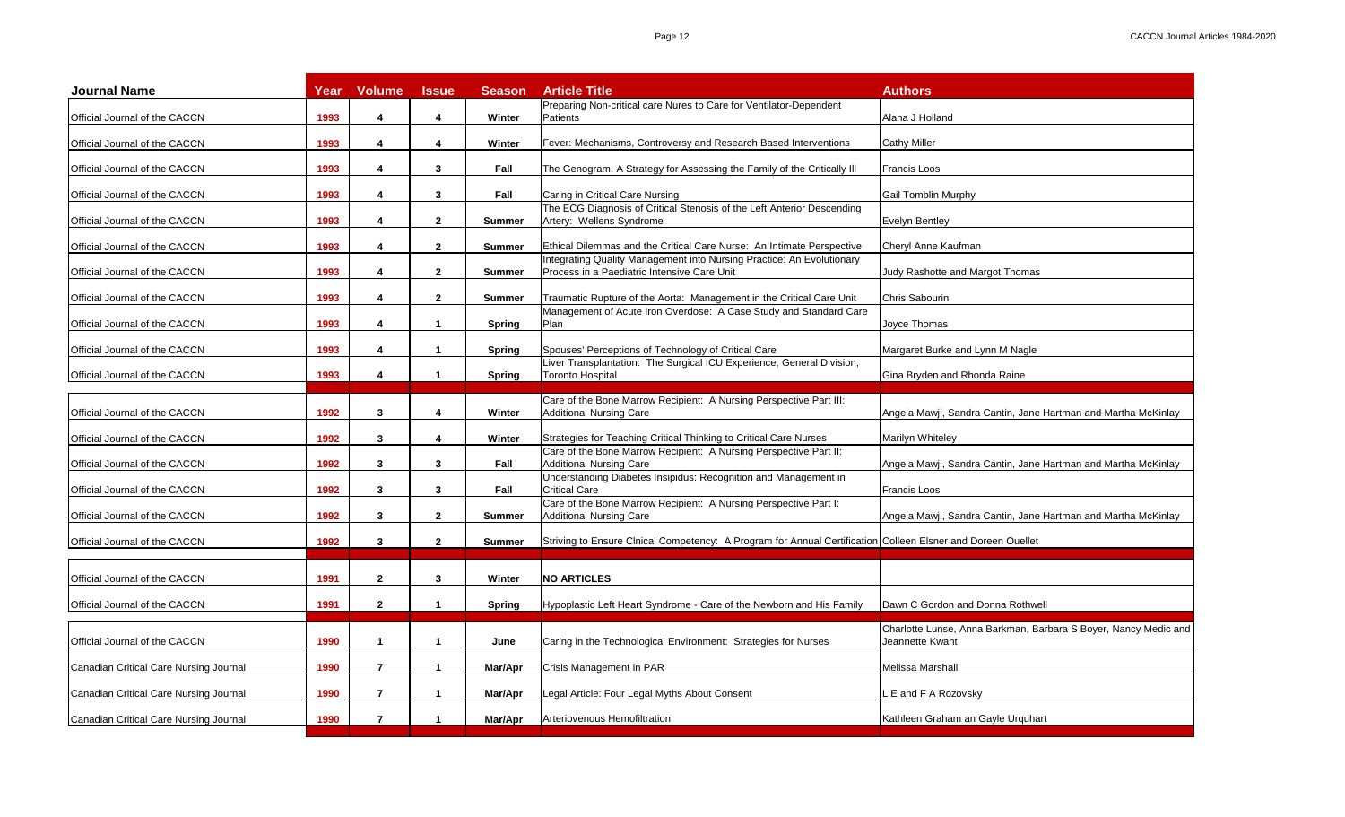| Journal Name | Year | Volume | Issue | Season | Article Title | Authors |
|---|---|---|---|---|---|---|
| Official Journal of the CACCN | 1993 | 4 | 4 | Winter | Preparing Non-critical care Nures to Care for Ventilator-Dependent Patients | Alana J Holland |
| Official Journal of the CACCN | 1993 | 4 | 4 | Winter | Fever: Mechanisms, Controversy and Research Based Interventions | Cathy Miller |
| Official Journal of the CACCN | 1993 | 4 | 3 | Fall | The Genogram: A Strategy for Assessing the Family of the Critically Ill | Francis Loos |
| Official Journal of the CACCN | 1993 | 4 | 3 | Fall | Caring in Critical Care Nursing | Gail Tomblin Murphy |
| Official Journal of the CACCN | 1993 | 4 | 2 | Summer | The ECG Diagnosis of Critical Stenosis of the Left Anterior Descending Artery: Wellens Syndrome | Evelyn Bentley |
| Official Journal of the CACCN | 1993 | 4 | 2 | Summer | Ethical Dilemmas and the Critical Care Nurse: An Intimate Perspective | Cheryl Anne Kaufman |
| Official Journal of the CACCN | 1993 | 4 | 2 | Summer | Integrating Quality Management into Nursing Practice: An Evolutionary Process in a Paediatric Intensive Care Unit | Judy Rashotte and Margot Thomas |
| Official Journal of the CACCN | 1993 | 4 | 2 | Summer | Traumatic Rupture of the Aorta: Management in the Critical Care Unit | Chris Sabourin |
| Official Journal of the CACCN | 1993 | 4 | 1 | Spring | Management of Acute Iron Overdose: A Case Study and Standard Care Plan | Joyce Thomas |
| Official Journal of the CACCN | 1993 | 4 | 1 | Spring | Spouses' Perceptions of Technology of Critical Care | Margaret Burke and Lynn M Nagle |
| Official Journal of the CACCN | 1993 | 4 | 1 | Spring | Liver Transplantation: The Surgical ICU Experience, General Division, Toronto Hospital | Gina Bryden and Rhonda Raine |
| | | | | | | |
| Official Journal of the CACCN | 1992 | 3 | 4 | Winter | Care of the Bone Marrow Recipient: A Nursing Perspective Part III: Additional Nursing Care | Angela Mawji, Sandra Cantin, Jane Hartman and Martha McKinlay |
| Official Journal of the CACCN | 1992 | 3 | 4 | Winter | Strategies for Teaching Critical Thinking to Critical Care Nurses | Marilyn Whiteley |
| Official Journal of the CACCN | 1992 | 3 | 3 | Fall | Care of the Bone Marrow Recipient: A Nursing Perspective Part II: Additional Nursing Care | Angela Mawji, Sandra Cantin, Jane Hartman and Martha McKinlay |
| Official Journal of the CACCN | 1992 | 3 | 3 | Fall | Understanding Diabetes Insipidus: Recognition and Management in Critical Care | Francis Loos |
| Official Journal of the CACCN | 1992 | 3 | 2 | Summer | Care of the Bone Marrow Recipient: A Nursing Perspective Part I: Additional Nursing Care | Angela Mawji, Sandra Cantin, Jane Hartman and Martha McKinlay |
| Official Journal of the CACCN | 1992 | 3 | 2 | Summer | Striving to Ensure Clnical Competency: A Program for Annual Certification | Colleen Elsner and Doreen Ouellet |
| | | | | | | |
| Official Journal of the CACCN | 1991 | 2 | 3 | Winter | **NO ARTICLES** | |
| Official Journal of the CACCN | 1991 | 2 | 1 | Spring | Hypoplastic Left Heart Syndrome - Care of the Newborn and His Family | Dawn C Gordon and Donna Rothwell |
| | | | | | | |
| Official Journal of the CACCN | 1990 | 1 | 1 | June | Caring in the Technological Environment: Strategies for Nurses | Charlotte Lunse, Anna Barkman, Barbara S Boyer, Nancy Medic and Jeannette Kwant |
| Canadian Critical Care Nursing Journal | 1990 | 7 | 1 | Mar/Apr | Crisis Management in PAR | Melissa Marshall |
| Canadian Critical Care Nursing Journal | 1990 | 7 | 1 | Mar/Apr | Legal Article: Four Legal Myths About Consent | L E and F A Rozovsky |
| Canadian Critical Care Nursing Journal | 1990 | 7 | 1 | Mar/Apr | Arteriovenous Hemofiltration | Kathleen Graham an Gayle Urquhart |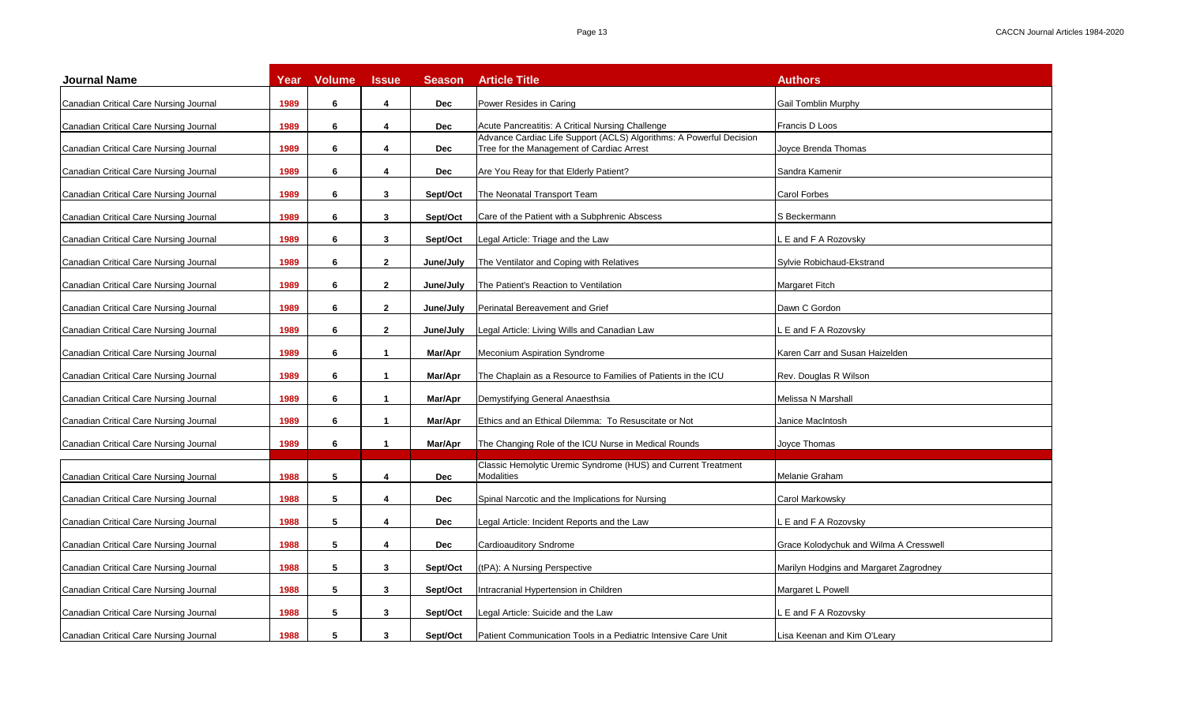| Journal Name | Year | Volume | Issue | Season | Article Title | Authors |
|---|---|---|---|---|---|---|
| Canadian Critical Care Nursing Journal | 1989 | 6 | 4 | Dec | Power Resides in Caring | Gail Tomblin Murphy |
| Canadian Critical Care Nursing Journal | 1989 | 6 | 4 | Dec | Acute Pancreatitis: A Critical Nursing Challenge | Francis D Loos |
| Canadian Critical Care Nursing Journal | 1989 | 6 | 4 | Dec | Advance Cardiac Life Support (ACLS) Algorithms: A Powerful Decision Tree for the Management of Cardiac Arrest | Joyce Brenda Thomas |
| Canadian Critical Care Nursing Journal | 1989 | 6 | 4 | Dec | Are You Reay for that Elderly Patient? | Sandra Kamenir |
| Canadian Critical Care Nursing Journal | 1989 | 6 | 3 | Sept/Oct | The Neonatal Transport Team | Carol Forbes |
| Canadian Critical Care Nursing Journal | 1989 | 6 | 3 | Sept/Oct | Care of the Patient with a Subphrenic Abscess | S Beckermann |
| Canadian Critical Care Nursing Journal | 1989 | 6 | 3 | Sept/Oct | Legal Article: Triage and the Law | L E and F A Rozovsky |
| Canadian Critical Care Nursing Journal | 1989 | 6 | 2 | June/July | The Ventilator and Coping with Relatives | Sylvie Robichaud-Ekstrand |
| Canadian Critical Care Nursing Journal | 1989 | 6 | 2 | June/July | The Patient's Reaction to Ventilation | Margaret Fitch |
| Canadian Critical Care Nursing Journal | 1989 | 6 | 2 | June/July | Perinatal Bereavement and Grief | Dawn C Gordon |
| Canadian Critical Care Nursing Journal | 1989 | 6 | 2 | June/July | Legal Article: Living Wills and Canadian Law | L E and F A Rozovsky |
| Canadian Critical Care Nursing Journal | 1989 | 6 | 1 | Mar/Apr | Meconium Aspiration Syndrome | Karen Carr and Susan Haizelden |
| Canadian Critical Care Nursing Journal | 1989 | 6 | 1 | Mar/Apr | The Chaplain as a Resource to Families of Patients in the ICU | Rev. Douglas R Wilson |
| Canadian Critical Care Nursing Journal | 1989 | 6 | 1 | Mar/Apr | Demystifying General Anaesthsia | Melissa N Marshall |
| Canadian Critical Care Nursing Journal | 1989 | 6 | 1 | Mar/Apr | Ethics and an Ethical Dilemma: To Resuscitate or Not | Janice MacIntosh |
| Canadian Critical Care Nursing Journal | 1989 | 6 | 1 | Mar/Apr | The Changing Role of the ICU Nurse in Medical Rounds | Joyce Thomas |
| | | | | | | |
| Canadian Critical Care Nursing Journal | 1988 | 5 | 4 | Dec | Classic Hemolytic Uremic Syndrome (HUS) and Current Treatment Modalities | Melanie Graham |
| Canadian Critical Care Nursing Journal | 1988 | 5 | 4 | Dec | Spinal Narcotic and the Implications for Nursing | Carol Markowsky |
| Canadian Critical Care Nursing Journal | 1988 | 5 | 4 | Dec | Legal Article: Incident Reports and the Law | L E and F A Rozovsky |
| Canadian Critical Care Nursing Journal | 1988 | 5 | 4 | Dec | Cardioauditory Sndrome | Grace Kolodychuk and Wilma A Cresswell |
| Canadian Critical Care Nursing Journal | 1988 | 5 | 3 | Sept/Oct | (tPA): A Nursing Perspective | Marilyn Hodgins and Margaret Zagrodney |
| Canadian Critical Care Nursing Journal | 1988 | 5 | 3 | Sept/Oct | Intracranial Hypertension in Children | Margaret L Powell |
| Canadian Critical Care Nursing Journal | 1988 | 5 | 3 | Sept/Oct | Legal Article: Suicide and the Law | L E and F A Rozovsky |
| Canadian Critical Care Nursing Journal | 1988 | 5 | 3 | Sept/Oct | Patient Communication Tools in a Pediatric Intensive Care Unit | Lisa Keenan and Kim O'Leary |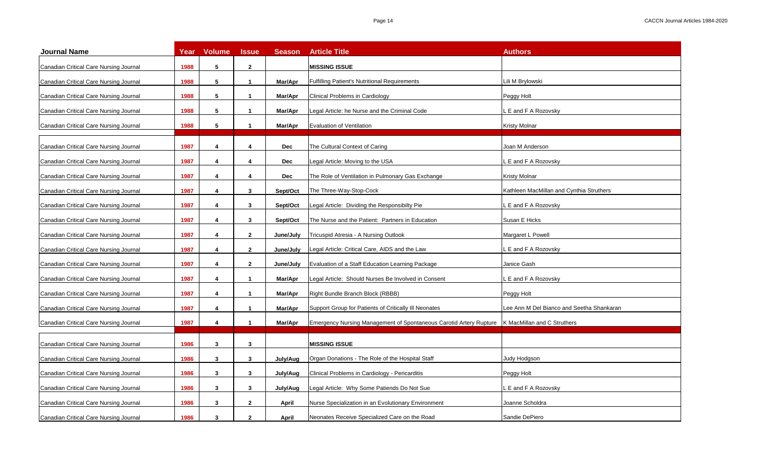| Journal Name | Year | Volume | Issue | Season | Article Title | Authors |
|---|---|---|---|---|---|---|
| Canadian Critical Care Nursing Journal | 1988 | 5 | 2 | | **MISSING ISSUE** | |
| Canadian Critical Care Nursing Journal | 1988 | 5 | 1 | Mar/Apr | Fulfilling Patient's Nutritional Requirements | Lili M Brylowski |
| Canadian Critical Care Nursing Journal | 1988 | 5 | 1 | Mar/Apr | Clinical Problems in Cardiology | Peggy Holt |
| Canadian Critical Care Nursing Journal | 1988 | 5 | 1 | Mar/Apr | Legal Article: he Nurse and the Criminal Code | L E and F A Rozovsky |
| Canadian Critical Care Nursing Journal | 1988 | 5 | 1 | Mar/Apr | Evaluation of Ventilation | Kristy Molnar |
| | | | | | | |
| Canadian Critical Care Nursing Journal | 1987 | 4 | 4 | Dec | The Cultural Context of Caring | Joan M Anderson |
| Canadian Critical Care Nursing Journal | 1987 | 4 | 4 | Dec | Legal Article: Moving to the USA | L E and F A Rozovsky |
| Canadian Critical Care Nursing Journal | 1987 | 4 | 4 | Dec | The Role of Ventilation in Pulmonary Gas Exchange | Kristy Molnar |
| Canadian Critical Care Nursing Journal | 1987 | 4 | 3 | Sept/Oct | The Three-Way-Stop-Cock | Kathleen MacMillan and Cynthia Struthers |
| Canadian Critical Care Nursing Journal | 1987 | 4 | 3 | Sept/Oct | Legal Article: Dividing the Responsibilty Pie | L E and F A Rozovsky |
| Canadian Critical Care Nursing Journal | 1987 | 4 | 3 | Sept/Oct | The Nurse and the Patient: Partners in Education | Susan E Hicks |
| Canadian Critical Care Nursing Journal | 1987 | 4 | 2 | June/July | Tricuspid Atresia - A Nursing Outlook | Margaret L Powell |
| Canadian Critical Care Nursing Journal | 1987 | 4 | 2 | June/July | Legal Article: Critical Care, AIDS and the Law | L E and F A Rozovsky |
| Canadian Critical Care Nursing Journal | 1987 | 4 | 2 | June/July | Evaluation of a Staff Education Learning Package | Janice Gash |
| Canadian Critical Care Nursing Journal | 1987 | 4 | 1 | Mar/Apr | Legal Article: Should Nurses Be Involved in Consent | L E and F A Rozovsky |
| Canadian Critical Care Nursing Journal | 1987 | 4 | 1 | Mar/Apr | Right Bundle Branch Block (RBBB) | Peggy Holt |
| Canadian Critical Care Nursing Journal | 1987 | 4 | 1 | Mar/Apr | Support Group for Patients of Critically Ill Neonates | Lee Ann M Del Bianco and Seetha Shankaran |
| Canadian Critical Care Nursing Journal | 1987 | 4 | 1 | Mar/Apr | Emergency Nursing Management of Spontaneous Carotid Artery Rupture | K MacMillan and C Struthers |
| | | | | | | |
| Canadian Critical Care Nursing Journal | 1986 | 3 | 3 | | **MISSING ISSUE** | |
| Canadian Critical Care Nursing Journal | 1986 | 3 | 3 | July/Aug | Organ Donations - The Role of the Hospital Staff | Judy Hodgson |
| Canadian Critical Care Nursing Journal | 1986 | 3 | 3 | July/Aug | Clinical Problems in Cardiology - Pericarditis | Peggy Holt |
| Canadian Critical Care Nursing Journal | 1986 | 3 | 3 | July/Aug | Legal Article: Why Some Patiends Do Not Sue | L E and F A Rozovsky |
| Canadian Critical Care Nursing Journal | 1986 | 3 | 2 | April | Nurse Specialization in an Evolutionary Environment | Joanne Scholdra |
| Canadian Critical Care Nursing Journal | 1986 | 3 | 2 | April | Neonates Receive Specialized Care on the Road | Sandie DePiero |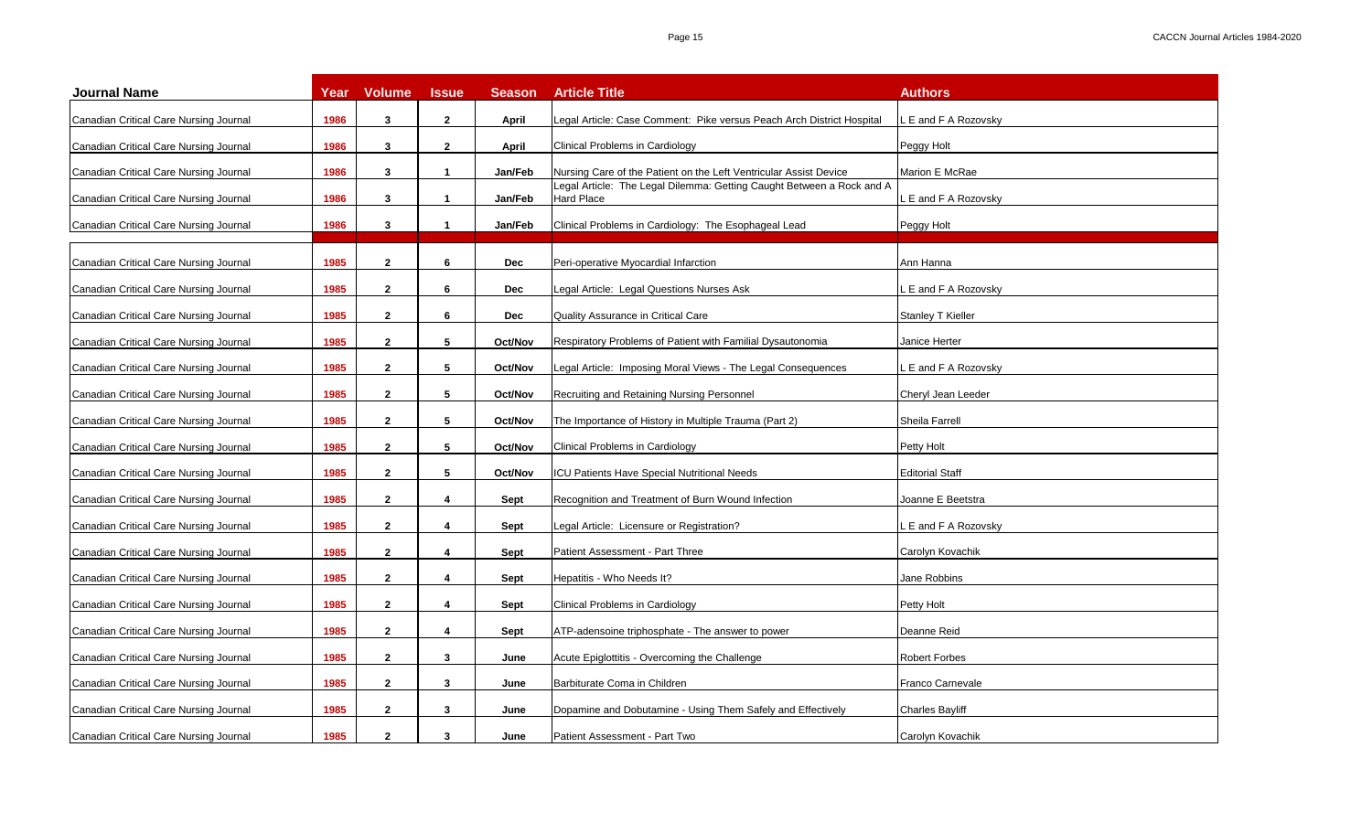| Journal Name | Year | Volume | Issue | Season | Article Title | Authors |
|---|---|---|---|---|---|---|
| Canadian Critical Care Nursing Journal | 1986 | 3 | 2 | April | Legal Article: Case Comment: Pike versus Peach Arch District Hospital | L E and F A Rozovsky |
| Canadian Critical Care Nursing Journal | 1986 | 3 | 2 | April | Clinical Problems in Cardiology | Peggy Holt |
| Canadian Critical Care Nursing Journal | 1986 | 3 | 1 | Jan/Feb | Nursing Care of the Patient on the Left Ventricular Assist Device | Marion E McRae |
| Canadian Critical Care Nursing Journal | 1986 | 3 | 1 | Jan/Feb | Legal Article: The Legal Dilemma: Getting Caught Between a Rock and A Hard Place | L E and F A Rozovsky |
| Canadian Critical Care Nursing Journal | 1986 | 3 | 1 | Jan/Feb | Clinical Problems in Cardiology: The Esophageal Lead | Peggy Holt |
| | | | | | | |
| Canadian Critical Care Nursing Journal | 1985 | 2 | 6 | Dec | Peri-operative Myocardial Infarction | Ann Hanna |
| Canadian Critical Care Nursing Journal | 1985 | 2 | 6 | Dec | Legal Article: Legal Questions Nurses Ask | L E and F A Rozovsky |
| Canadian Critical Care Nursing Journal | 1985 | 2 | 6 | Dec | Quality Assurance in Critical Care | Stanley T Kieller |
| Canadian Critical Care Nursing Journal | 1985 | 2 | 5 | Oct/Nov | Respiratory Problems of Patient with Familial Dysautonomia | Janice Herter |
| Canadian Critical Care Nursing Journal | 1985 | 2 | 5 | Oct/Nov | Legal Article: Imposing Moral Views - The Legal Consequences | L E and F A Rozovsky |
| Canadian Critical Care Nursing Journal | 1985 | 2 | 5 | Oct/Nov | Recruiting and Retaining Nursing Personnel | Cheryl Jean Leeder |
| Canadian Critical Care Nursing Journal | 1985 | 2 | 5 | Oct/Nov | The Importance of History in Multiple Trauma (Part 2) | Sheila Farrell |
| Canadian Critical Care Nursing Journal | 1985 | 2 | 5 | Oct/Nov | Clinical Problems in Cardiology | Petty Holt |
| Canadian Critical Care Nursing Journal | 1985 | 2 | 5 | Oct/Nov | ICU Patients Have Special Nutritional Needs | Editorial Staff |
| Canadian Critical Care Nursing Journal | 1985 | 2 | 4 | Sept | Recognition and Treatment of Burn Wound Infection | Joanne E Beetstra |
| Canadian Critical Care Nursing Journal | 1985 | 2 | 4 | Sept | Legal Article: Licensure or Registration? | L E and F A Rozovsky |
| Canadian Critical Care Nursing Journal | 1985 | 2 | 4 | Sept | Patient Assessment - Part Three | Carolyn Kovachik |
| Canadian Critical Care Nursing Journal | 1985 | 2 | 4 | Sept | Hepatitis - Who Needs It? | Jane Robbins |
| Canadian Critical Care Nursing Journal | 1985 | 2 | 4 | Sept | Clinical Problems in Cardiology | Petty Holt |
| Canadian Critical Care Nursing Journal | 1985 | 2 | 4 | Sept | ATP-adensoine triphosphate - The answer to power | Deanne Reid |
| Canadian Critical Care Nursing Journal | 1985 | 2 | 3 | June | Acute Epiglottitis - Overcoming the Challenge | Robert Forbes |
| Canadian Critical Care Nursing Journal | 1985 | 2 | 3 | June | Barbiturate Coma in Children | Franco Carnevale |
| Canadian Critical Care Nursing Journal | 1985 | 2 | 3 | June | Dopamine and Dobutamine - Using Them Safely and Effectively | Charles Bayliff |
| Canadian Critical Care Nursing Journal | 1985 | 2 | 3 | June | Patient Assessment - Part Two | Carolyn Kovachik |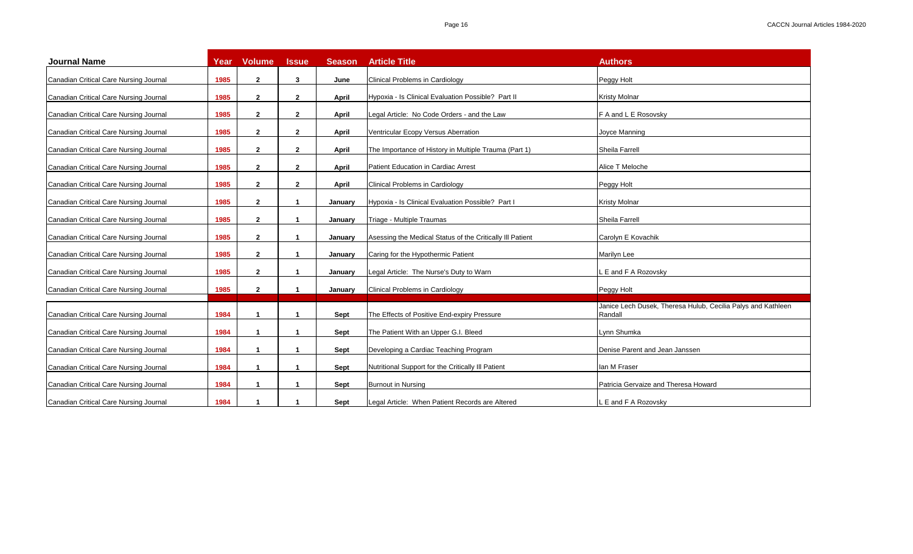| Journal Name | Year | Volume | Issue | Season | Article Title | Authors |
|---|---|---|---|---|---|---|
| Canadian Critical Care Nursing Journal | 1985 | 2 | 3 | June | Clinical Problems in Cardiology | Peggy Holt |
| Canadian Critical Care Nursing Journal | 1985 | 2 | 2 | April | Hypoxia - Is Clinical Evaluation Possible? Part II | Kristy Molnar |
| Canadian Critical Care Nursing Journal | 1985 | 2 | 2 | April | Legal Article: No Code Orders - and the Law | F A and L E Rosovsky |
| Canadian Critical Care Nursing Journal | 1985 | 2 | 2 | April | Ventricular Ecopy Versus Aberration | Joyce Manning |
| Canadian Critical Care Nursing Journal | 1985 | 2 | 2 | April | The Importance of History in Multiple Trauma (Part 1) | Sheila Farrell |
| Canadian Critical Care Nursing Journal | 1985 | 2 | 2 | April | Patient Education in Cardiac Arrest | Alice T Meloche |
| Canadian Critical Care Nursing Journal | 1985 | 2 | 2 | April | Clinical Problems in Cardiology | Peggy Holt |
| Canadian Critical Care Nursing Journal | 1985 | 2 | 1 | January | Hypoxia - Is Clinical Evaluation Possible? Part I | Kristy Molnar |
| Canadian Critical Care Nursing Journal | 1985 | 2 | 1 | January | Triage - Multiple Traumas | Sheila Farrell |
| Canadian Critical Care Nursing Journal | 1985 | 2 | 1 | January | Asessing the Medical Status of the Critically Ill Patient | Carolyn E Kovachik |
| Canadian Critical Care Nursing Journal | 1985 | 2 | 1 | January | Caring for the Hypothermic Patient | Marilyn Lee |
| Canadian Critical Care Nursing Journal | 1985 | 2 | 1 | January | Legal Article: The Nurse's Duty to Warn | L E and F A Rozovsky |
| Canadian Critical Care Nursing Journal | 1985 | 2 | 1 | January | Clinical Problems in Cardiology | Peggy Holt |
| | | | | | | |
| Canadian Critical Care Nursing Journal | 1984 | 1 | 1 | Sept | The Effects of Positive End-expiry Pressure | Janice Lech Dusek, Theresa Hulub, Cecilia Palys and Kathleen Randall |
| Canadian Critical Care Nursing Journal | 1984 | 1 | 1 | Sept | The Patient With an Upper G.I. Bleed | Lynn Shumka |
| Canadian Critical Care Nursing Journal | 1984 | 1 | 1 | Sept | Developing a Cardiac Teaching Program | Denise Parent and Jean Janssen |
| Canadian Critical Care Nursing Journal | 1984 | 1 | 1 | Sept | Nutritional Support for the Critically Ill Patient | Ian M Fraser |
| Canadian Critical Care Nursing Journal | 1984 | 1 | 1 | Sept | Burnout in Nursing | Patricia Gervaize and Theresa Howard |
| Canadian Critical Care Nursing Journal | 1984 | 1 | 1 | Sept | Legal Article: When Patient Records are Altered | L E and F A Rozovsky |